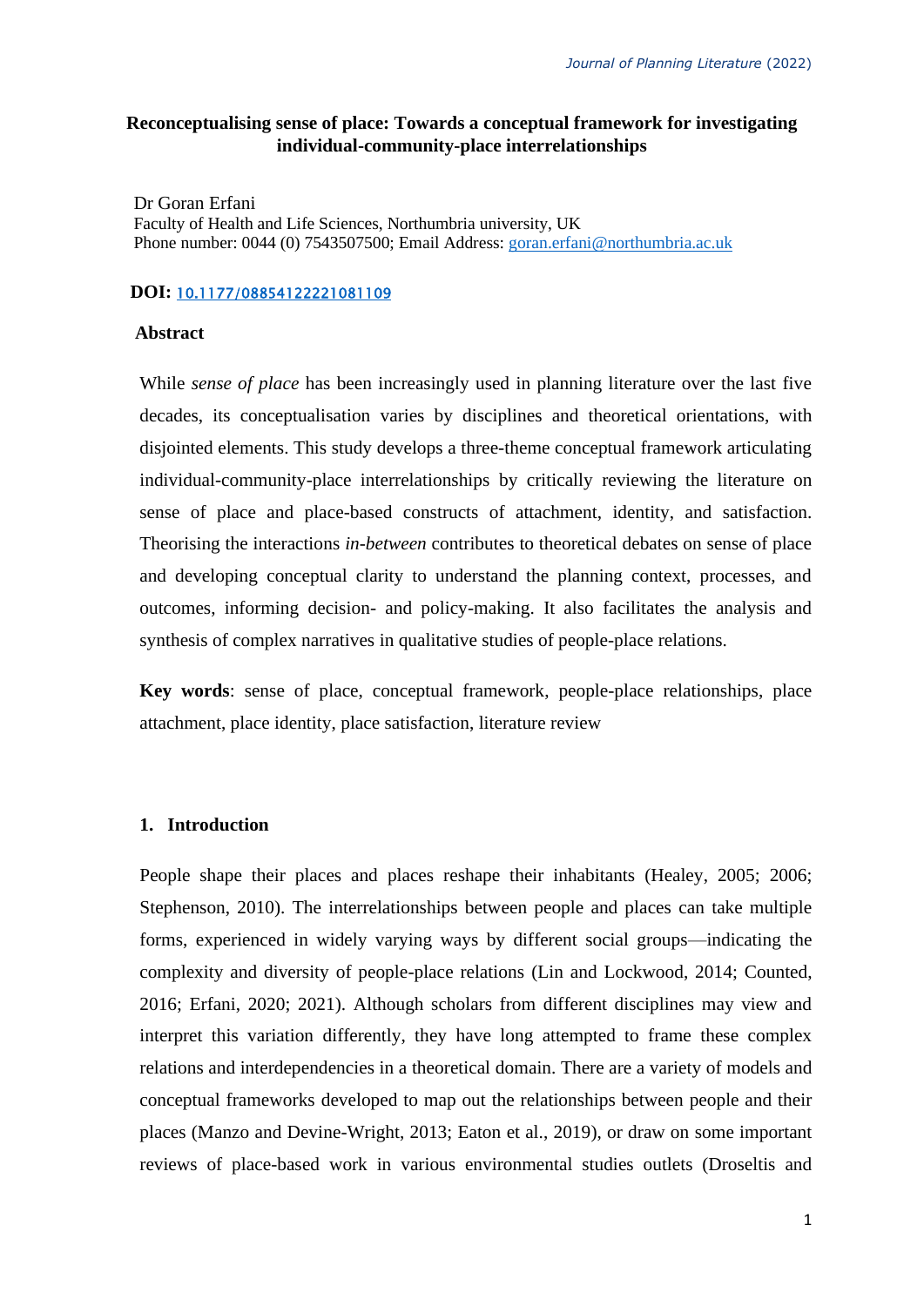**Reconceptualising sense of place: Towards a conceptual framework for investigating individual-community-place interrelationships**

Dr Goran Erfani
Faculty of Health and Life Sciences, Northumbria university, UK
Phone number: 0044 (0) 7543507500; Email Address: goran.erfani@northumbria.ac.uk

**DOI:** 10.1177/08854122221081109

**Abstract**

While *sense of place* has been increasingly used in planning literature over the last five decades, its conceptualisation varies by disciplines and theoretical orientations, with disjointed elements. This study develops a three-theme conceptual framework articulating individual-community-place interrelationships by critically reviewing the literature on sense of place and place-based constructs of attachment, identity, and satisfaction. Theorising the interactions *in-between* contributes to theoretical debates on sense of place and developing conceptual clarity to understand the planning context, processes, and outcomes, informing decision- and policy-making. It also facilitates the analysis and synthesis of complex narratives in qualitative studies of people-place relations.

**Key words**: sense of place, conceptual framework, people-place relationships, place attachment, place identity, place satisfaction, literature review

## 1. Introduction

People shape their places and places reshape their inhabitants (Healey, 2005; 2006; Stephenson, 2010). The interrelationships between people and places can take multiple forms, experienced in widely varying ways by different social groups—indicating the complexity and diversity of people-place relations (Lin and Lockwood, 2014; Counted, 2016; Erfani, 2020; 2021). Although scholars from different disciplines may view and interpret this variation differently, they have long attempted to frame these complex relations and interdependencies in a theoretical domain. There are a variety of models and conceptual frameworks developed to map out the relationships between people and their places (Manzo and Devine-Wright, 2013; Eaton et al., 2019), or draw on some important reviews of place-based work in various environmental studies outlets (Droseltis and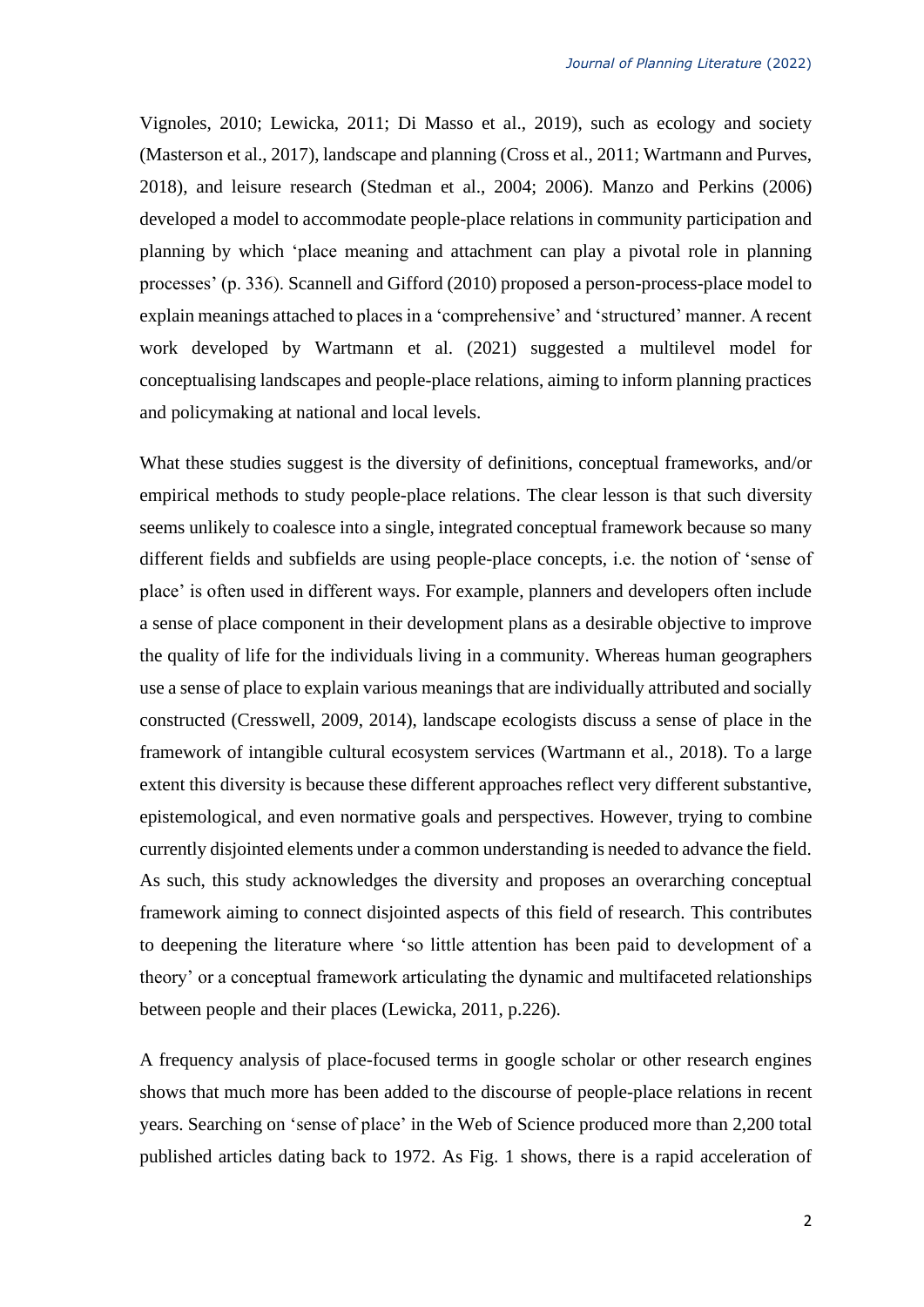Vignoles, 2010; Lewicka, 2011; Di Masso et al., 2019), such as ecology and society (Masterson et al., 2017), landscape and planning (Cross et al., 2011; Wartmann and Purves, 2018), and leisure research (Stedman et al., 2004; 2006). Manzo and Perkins (2006) developed a model to accommodate people-place relations in community participation and planning by which 'place meaning and attachment can play a pivotal role in planning processes' (p. 336). Scannell and Gifford (2010) proposed a person-process-place model to explain meanings attached to places in a 'comprehensive' and 'structured' manner. A recent work developed by Wartmann et al. (2021) suggested a multilevel model for conceptualising landscapes and people-place relations, aiming to inform planning practices and policymaking at national and local levels.

What these studies suggest is the diversity of definitions, conceptual frameworks, and/or empirical methods to study people-place relations. The clear lesson is that such diversity seems unlikely to coalesce into a single, integrated conceptual framework because so many different fields and subfields are using people-place concepts, i.e. the notion of 'sense of place' is often used in different ways. For example, planners and developers often include a sense of place component in their development plans as a desirable objective to improve the quality of life for the individuals living in a community. Whereas human geographers use a sense of place to explain various meanings that are individually attributed and socially constructed (Cresswell, 2009, 2014), landscape ecologists discuss a sense of place in the framework of intangible cultural ecosystem services (Wartmann et al., 2018). To a large extent this diversity is because these different approaches reflect very different substantive, epistemological, and even normative goals and perspectives. However, trying to combine currently disjointed elements under a common understanding is needed to advance the field. As such, this study acknowledges the diversity and proposes an overarching conceptual framework aiming to connect disjointed aspects of this field of research. This contributes to deepening the literature where 'so little attention has been paid to development of a theory' or a conceptual framework articulating the dynamic and multifaceted relationships between people and their places (Lewicka, 2011, p.226).

A frequency analysis of place-focused terms in google scholar or other research engines shows that much more has been added to the discourse of people-place relations in recent years. Searching on 'sense of place' in the Web of Science produced more than 2,200 total published articles dating back to 1972. As Fig. 1 shows, there is a rapid acceleration of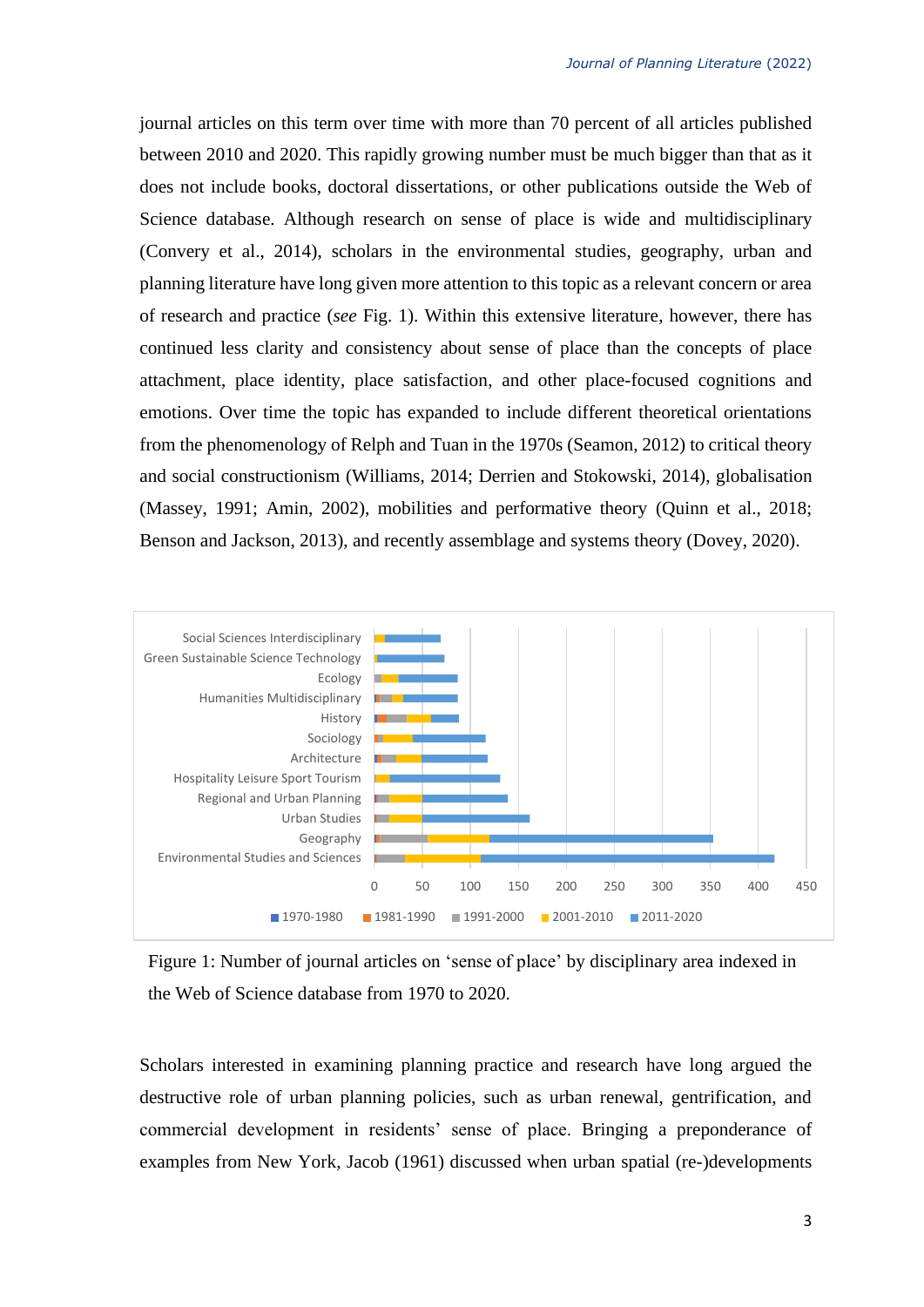journal articles on this term over time with more than 70 percent of all articles published between 2010 and 2020. This rapidly growing number must be much bigger than that as it does not include books, doctoral dissertations, or other publications outside the Web of Science database. Although research on sense of place is wide and multidisciplinary (Convery et al., 2014), scholars in the environmental studies, geography, urban and planning literature have long given more attention to this topic as a relevant concern or area of research and practice (*see* Fig. 1). Within this extensive literature, however, there has continued less clarity and consistency about sense of place than the concepts of place attachment, place identity, place satisfaction, and other place-focused cognitions and emotions. Over time the topic has expanded to include different theoretical orientations from the phenomenology of Relph and Tuan in the 1970s (Seamon, 2012) to critical theory and social constructionism (Williams, 2014; Derrien and Stokowski, 2014), globalisation (Massey, 1991; Amin, 2002), mobilities and performative theory (Quinn et al., 2018; Benson and Jackson, 2013), and recently assemblage and systems theory (Dovey, 2020).

Figure 1: Number of journal articles on 'sense of place' by disciplinary area indexed in the Web of Science database from 1970 to 2020.

Scholars interested in examining planning practice and research have long argued the destructive role of urban planning policies, such as urban renewal, gentrification, and commercial development in residents' sense of place. Bringing a preponderance of examples from New York, Jacob (1961) discussed when urban spatial (re-)developments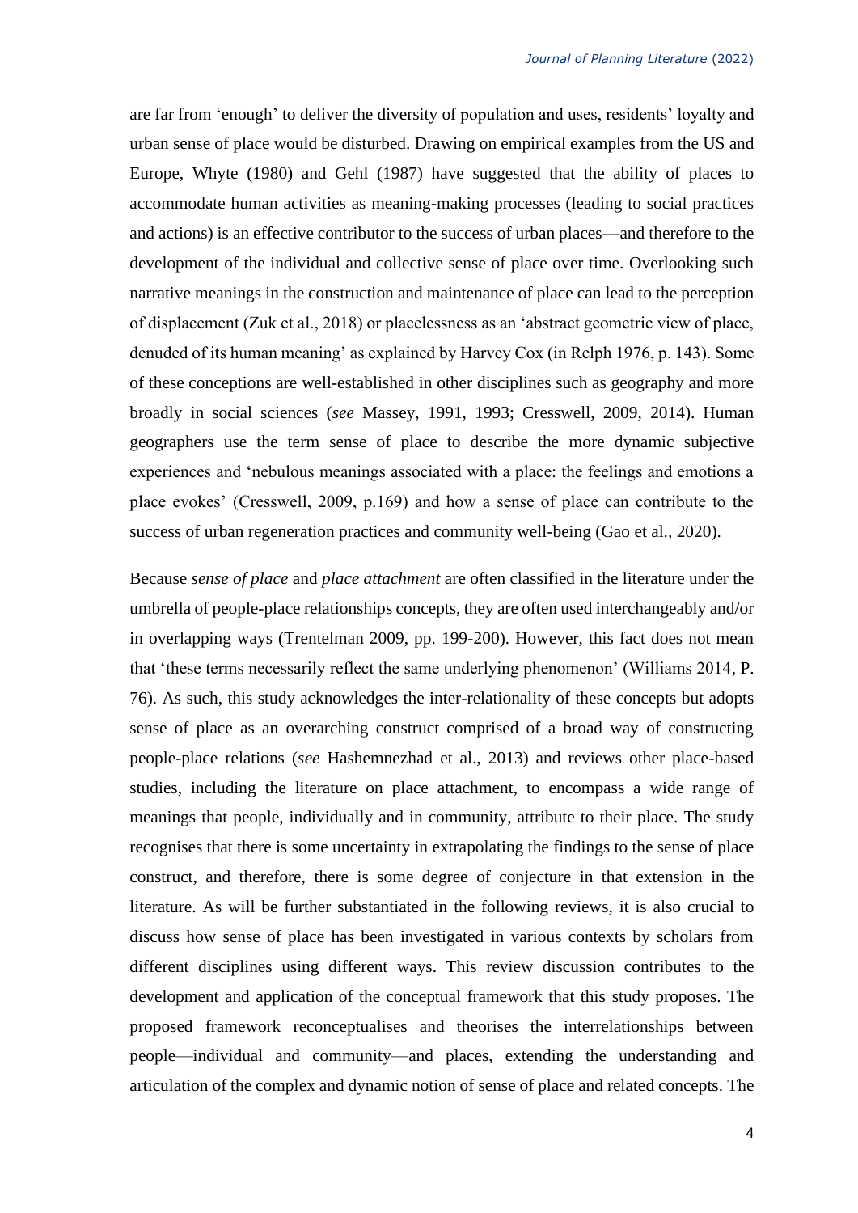are far from 'enough' to deliver the diversity of population and uses, residents' loyalty and urban sense of place would be disturbed. Drawing on empirical examples from the US and Europe, Whyte (1980) and Gehl (1987) have suggested that the ability of places to accommodate human activities as meaning-making processes (leading to social practices and actions) is an effective contributor to the success of urban places—and therefore to the development of the individual and collective sense of place over time. Overlooking such narrative meanings in the construction and maintenance of place can lead to the perception of displacement (Zuk et al., 2018) or placelessness as an 'abstract geometric view of place, denuded of its human meaning' as explained by Harvey Cox (in Relph 1976, p. 143). Some of these conceptions are well-established in other disciplines such as geography and more broadly in social sciences (*see* Massey, 1991, 1993; Cresswell, 2009, 2014). Human geographers use the term sense of place to describe the more dynamic subjective experiences and 'nebulous meanings associated with a place: the feelings and emotions a place evokes' (Cresswell, 2009, p.169) and how a sense of place can contribute to the success of urban regeneration practices and community well-being (Gao et al., 2020).

Because *sense of place* and *place attachment* are often classified in the literature under the umbrella of people-place relationships concepts, they are often used interchangeably and/or in overlapping ways (Trentelman 2009, pp. 199-200). However, this fact does not mean that 'these terms necessarily reflect the same underlying phenomenon' (Williams 2014, P. 76). As such, this study acknowledges the inter-relationality of these concepts but adopts sense of place as an overarching construct comprised of a broad way of constructing people-place relations (*see* Hashemnezhad et al., 2013) and reviews other place-based studies, including the literature on place attachment, to encompass a wide range of meanings that people, individually and in community, attribute to their place. The study recognises that there is some uncertainty in extrapolating the findings to the sense of place construct, and therefore, there is some degree of conjecture in that extension in the literature. As will be further substantiated in the following reviews, it is also crucial to discuss how sense of place has been investigated in various contexts by scholars from different disciplines using different ways. This review discussion contributes to the development and application of the conceptual framework that this study proposes. The proposed framework reconceptualises and theorises the interrelationships between people—individual and community—and places, extending the understanding and articulation of the complex and dynamic notion of sense of place and related concepts. The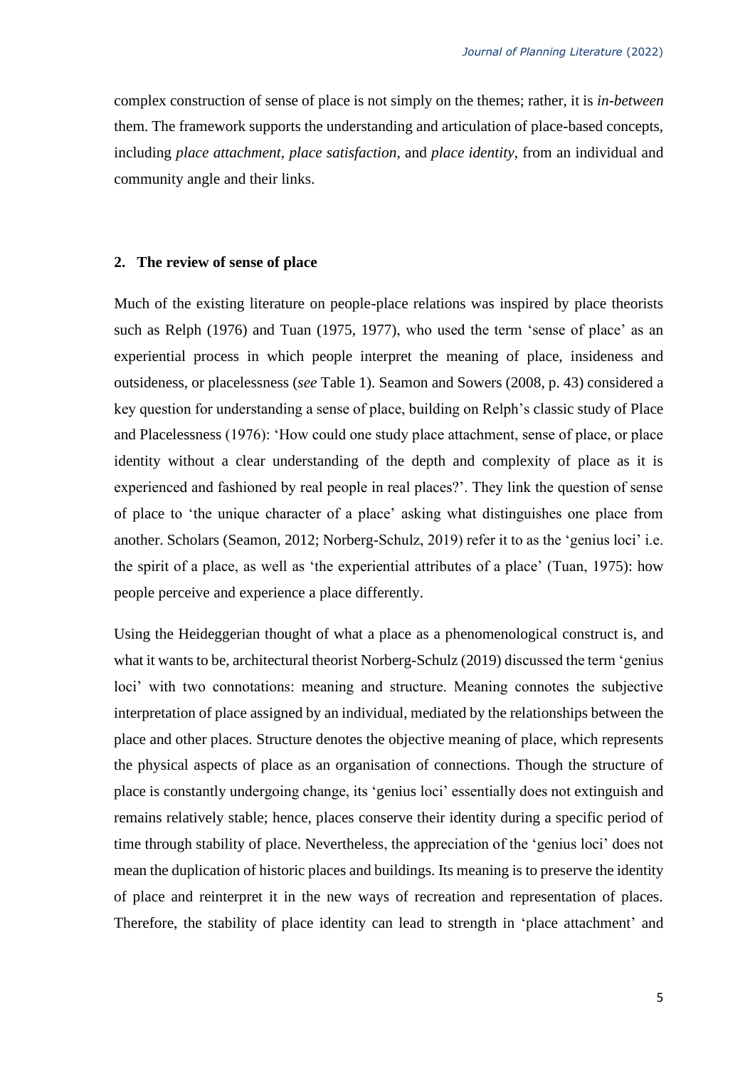complex construction of sense of place is not simply on the themes; rather, it is *in-between* them. The framework supports the understanding and articulation of place-based concepts, including *place attachment*, *place satisfaction*, and *place identity*, from an individual and community angle and their links.

## 2. The review of sense of place

Much of the existing literature on people-place relations was inspired by place theorists such as Relph (1976) and Tuan (1975, 1977), who used the term 'sense of place' as an experiential process in which people interpret the meaning of place, insideness and outsideness, or placelessness (*see* Table 1). Seamon and Sowers (2008, p. 43) considered a key question for understanding a sense of place, building on Relph's classic study of Place and Placelessness (1976): 'How could one study place attachment, sense of place, or place identity without a clear understanding of the depth and complexity of place as it is experienced and fashioned by real people in real places?'. They link the question of sense of place to 'the unique character of a place' asking what distinguishes one place from another. Scholars (Seamon, 2012; Norberg-Schulz, 2019) refer it to as the 'genius loci' i.e. the spirit of a place, as well as 'the experiential attributes of a place' (Tuan, 1975): how people perceive and experience a place differently.

Using the Heideggerian thought of what a place as a phenomenological construct is, and what it wants to be, architectural theorist Norberg-Schulz (2019) discussed the term 'genius loci' with two connotations: meaning and structure. Meaning connotes the subjective interpretation of place assigned by an individual, mediated by the relationships between the place and other places. Structure denotes the objective meaning of place, which represents the physical aspects of place as an organisation of connections. Though the structure of place is constantly undergoing change, its 'genius loci' essentially does not extinguish and remains relatively stable; hence, places conserve their identity during a specific period of time through stability of place. Nevertheless, the appreciation of the 'genius loci' does not mean the duplication of historic places and buildings. Its meaning is to preserve the identity of place and reinterpret it in the new ways of recreation and representation of places. Therefore, the stability of place identity can lead to strength in 'place attachment' and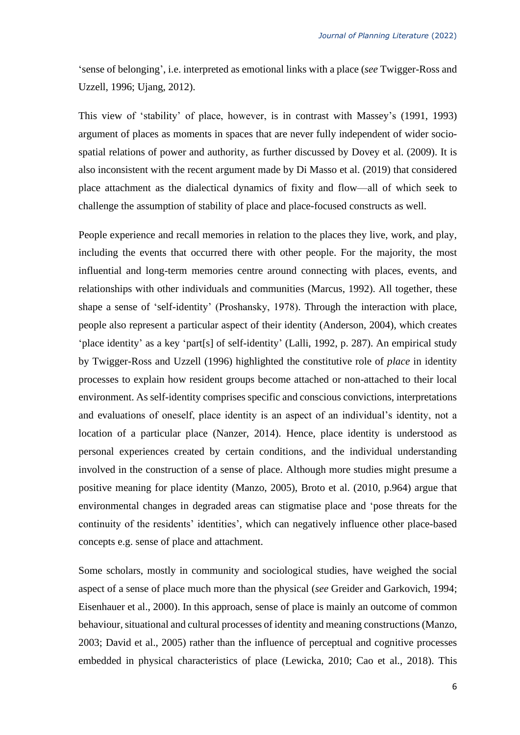'sense of belonging', i.e. interpreted as emotional links with a place (*see* Twigger-Ross and Uzzell, 1996; Ujang, 2012).

This view of 'stability' of place, however, is in contrast with Massey's (1991, 1993) argument of places as moments in spaces that are never fully independent of wider socio-spatial relations of power and authority, as further discussed by Dovey et al. (2009). It is also inconsistent with the recent argument made by Di Masso et al. (2019) that considered place attachment as the dialectical dynamics of fixity and flow—all of which seek to challenge the assumption of stability of place and place-focused constructs as well.

People experience and recall memories in relation to the places they live, work, and play, including the events that occurred there with other people. For the majority, the most influential and long-term memories centre around connecting with places, events, and relationships with other individuals and communities (Marcus, 1992). All together, these shape a sense of 'self-identity' (Proshansky, 1978). Through the interaction with place, people also represent a particular aspect of their identity (Anderson, 2004), which creates 'place identity' as a key 'part[s] of self-identity' (Lalli, 1992, p. 287). An empirical study by Twigger-Ross and Uzzell (1996) highlighted the constitutive role of *place* in identity processes to explain how resident groups become attached or non-attached to their local environment. As self-identity comprises specific and conscious convictions, interpretations and evaluations of oneself, place identity is an aspect of an individual's identity, not a location of a particular place (Nanzer, 2014). Hence, place identity is understood as personal experiences created by certain conditions, and the individual understanding involved in the construction of a sense of place. Although more studies might presume a positive meaning for place identity (Manzo, 2005), Broto et al. (2010, p.964) argue that environmental changes in degraded areas can stigmatise place and 'pose threats for the continuity of the residents' identities', which can negatively influence other place-based concepts e.g. sense of place and attachment.

Some scholars, mostly in community and sociological studies, have weighed the social aspect of a sense of place much more than the physical (*see* Greider and Garkovich, 1994; Eisenhauer et al., 2000). In this approach, sense of place is mainly an outcome of common behaviour, situational and cultural processes of identity and meaning constructions (Manzo, 2003; David et al., 2005) rather than the influence of perceptual and cognitive processes embedded in physical characteristics of place (Lewicka, 2010; Cao et al., 2018). This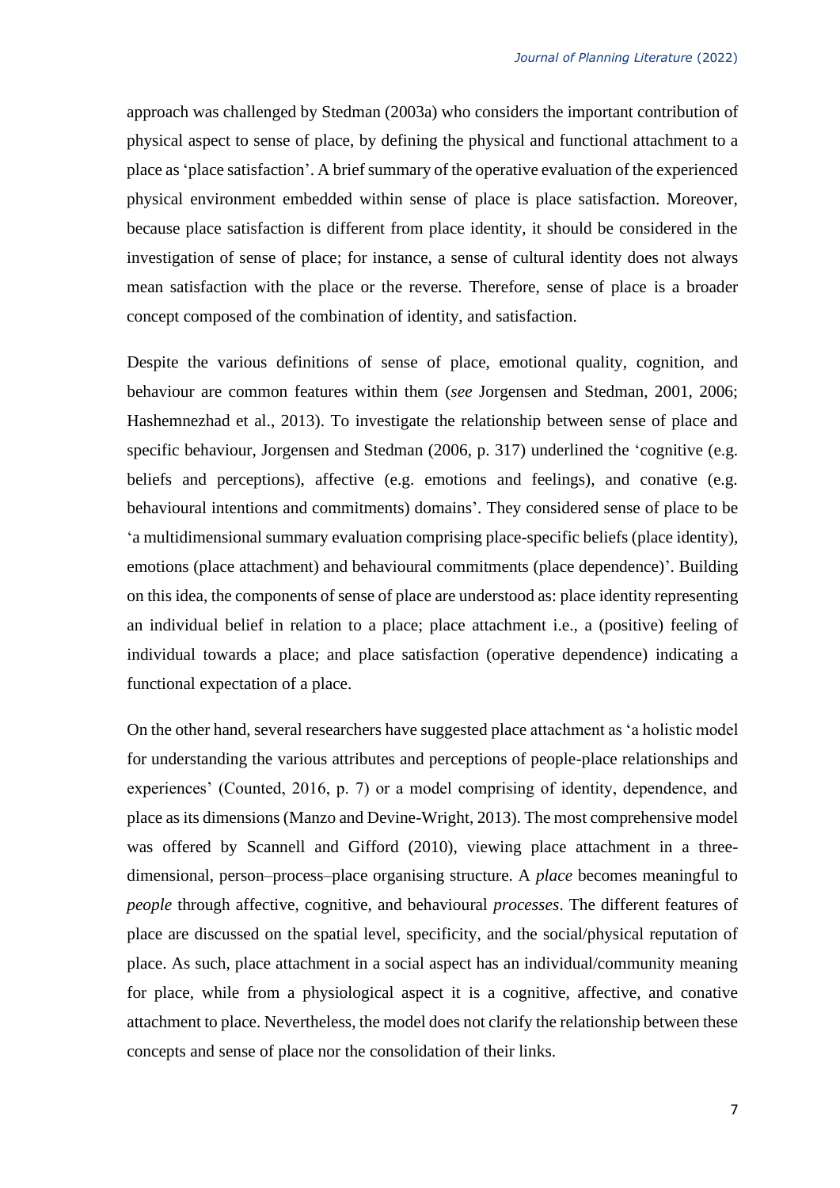approach was challenged by Stedman (2003a) who considers the important contribution of physical aspect to sense of place, by defining the physical and functional attachment to a place as 'place satisfaction'. A brief summary of the operative evaluation of the experienced physical environment embedded within sense of place is place satisfaction. Moreover, because place satisfaction is different from place identity, it should be considered in the investigation of sense of place; for instance, a sense of cultural identity does not always mean satisfaction with the place or the reverse. Therefore, sense of place is a broader concept composed of the combination of identity, and satisfaction.

Despite the various definitions of sense of place, emotional quality, cognition, and behaviour are common features within them (*see* Jorgensen and Stedman, 2001, 2006; Hashemnezhad et al., 2013). To investigate the relationship between sense of place and specific behaviour, Jorgensen and Stedman (2006, p. 317) underlined the 'cognitive (e.g. beliefs and perceptions), affective (e.g. emotions and feelings), and conative (e.g. behavioural intentions and commitments) domains'. They considered sense of place to be 'a multidimensional summary evaluation comprising place-specific beliefs (place identity), emotions (place attachment) and behavioural commitments (place dependence)'. Building on this idea, the components of sense of place are understood as: place identity representing an individual belief in relation to a place; place attachment i.e., a (positive) feeling of individual towards a place; and place satisfaction (operative dependence) indicating a functional expectation of a place.

On the other hand, several researchers have suggested place attachment as 'a holistic model for understanding the various attributes and perceptions of people-place relationships and experiences' (Counted, 2016, p. 7) or a model comprising of identity, dependence, and place as its dimensions (Manzo and Devine-Wright, 2013). The most comprehensive model was offered by Scannell and Gifford (2010), viewing place attachment in a three-dimensional, person–process–place organising structure. A *place* becomes meaningful to *people* through affective, cognitive, and behavioural *processes*. The different features of place are discussed on the spatial level, specificity, and the social/physical reputation of place. As such, place attachment in a social aspect has an individual/community meaning for place, while from a physiological aspect it is a cognitive, affective, and conative attachment to place. Nevertheless, the model does not clarify the relationship between these concepts and sense of place nor the consolidation of their links.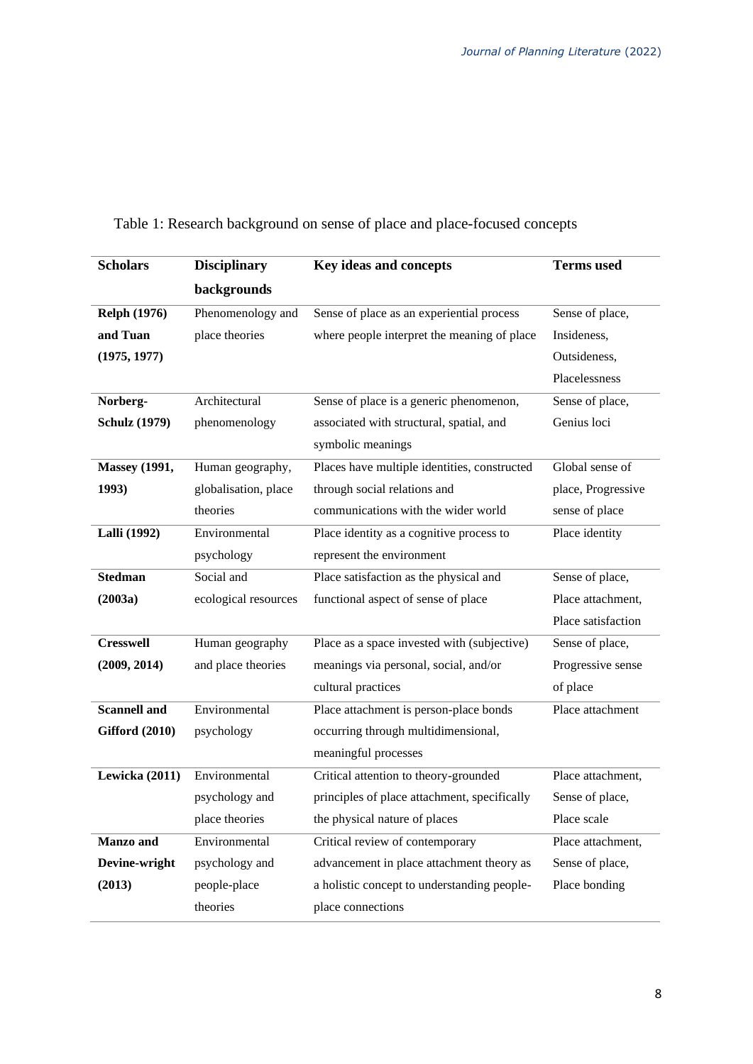Table 1: Research background on sense of place and place-focused concepts

| Scholars | Disciplinary backgrounds | Key ideas and concepts | Terms used |
|---|---|---|---|
| **Relph (1976) and Tuan (1975, 1977)** | Phenomenology and place theories | Sense of place as an experiential process where people interpret the meaning of place | Sense of place, Insideness, Outsideness, Placelessness |
| **Norberg-Schulz (1979)** | Architectural phenomenology | Sense of place is a generic phenomenon, associated with structural, spatial, and symbolic meanings | Sense of place, Genius loci |
| **Massey (1991, 1993)** | Human geography, globalisation, place theories | Places have multiple identities, constructed through social relations and communications with the wider world | Global sense of place, Progressive sense of place |
| **Lalli (1992)** | Environmental psychology | Place identity as a cognitive process to represent the environment | Place identity |
| **Stedman (2003a)** | Social and ecological resources | Place satisfaction as the physical and functional aspect of sense of place | Sense of place, Place attachment, Place satisfaction |
| **Cresswell (2009, 2014)** | Human geography and place theories | Place as a space invested with (subjective) meanings via personal, social, and/or cultural practices | Sense of place, Progressive sense of place |
| **Scannell and Gifford (2010)** | Environmental psychology | Place attachment is person-place bonds occurring through multidimensional, meaningful processes | Place attachment |
| **Lewicka (2011)** | Environmental psychology and place theories | Critical attention to theory-grounded principles of place attachment, specifically the physical nature of places | Place attachment, Sense of place, Place scale |
| **Manzo and Devine-wright (2013)** | Environmental psychology and people-place theories | Critical review of contemporary advancement in place attachment theory as a holistic concept to understanding people-place connections | Place attachment, Sense of place, Place bonding |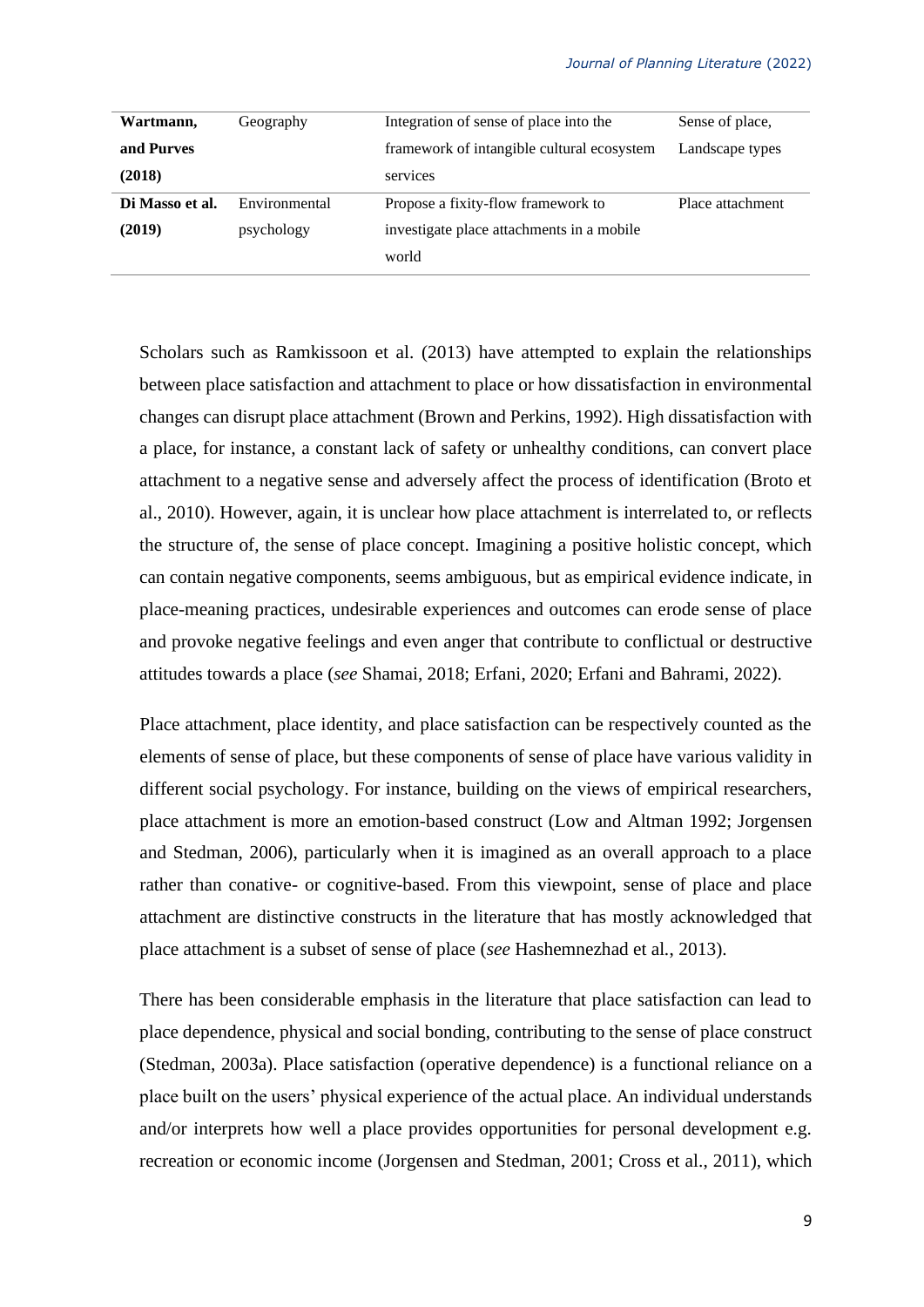| | | | |
|---|---|---|---|
| **Wartmann, and Purves (2018)** | Geography | Integration of sense of place into the framework of intangible cultural ecosystem services | Sense of place, Landscape types |
| **Di Masso et al. (2019)** | Environmental psychology | Propose a fixity-flow framework to investigate place attachments in a mobile world | Place attachment |

Scholars such as Ramkissoon et al. (2013) have attempted to explain the relationships between place satisfaction and attachment to place or how dissatisfaction in environmental changes can disrupt place attachment (Brown and Perkins, 1992). High dissatisfaction with a place, for instance, a constant lack of safety or unhealthy conditions, can convert place attachment to a negative sense and adversely affect the process of identification (Broto et al., 2010). However, again, it is unclear how place attachment is interrelated to, or reflects the structure of, the sense of place concept. Imagining a positive holistic concept, which can contain negative components, seems ambiguous, but as empirical evidence indicate, in place-meaning practices, undesirable experiences and outcomes can erode sense of place and provoke negative feelings and even anger that contribute to conflictual or destructive attitudes towards a place (*see* Shamai, 2018; Erfani, 2020; Erfani and Bahrami, 2022).

Place attachment, place identity, and place satisfaction can be respectively counted as the elements of sense of place, but these components of sense of place have various validity in different social psychology. For instance, building on the views of empirical researchers, place attachment is more an emotion-based construct (Low and Altman 1992; Jorgensen and Stedman, 2006), particularly when it is imagined as an overall approach to a place rather than conative- or cognitive-based. From this viewpoint, sense of place and place attachment are distinctive constructs in the literature that has mostly acknowledged that place attachment is a subset of sense of place (*see* Hashemnezhad et al., 2013).

There has been considerable emphasis in the literature that place satisfaction can lead to place dependence, physical and social bonding, contributing to the sense of place construct (Stedman, 2003a). Place satisfaction (operative dependence) is a functional reliance on a place built on the users' physical experience of the actual place. An individual understands and/or interprets how well a place provides opportunities for personal development e.g. recreation or economic income (Jorgensen and Stedman, 2001; Cross et al., 2011), which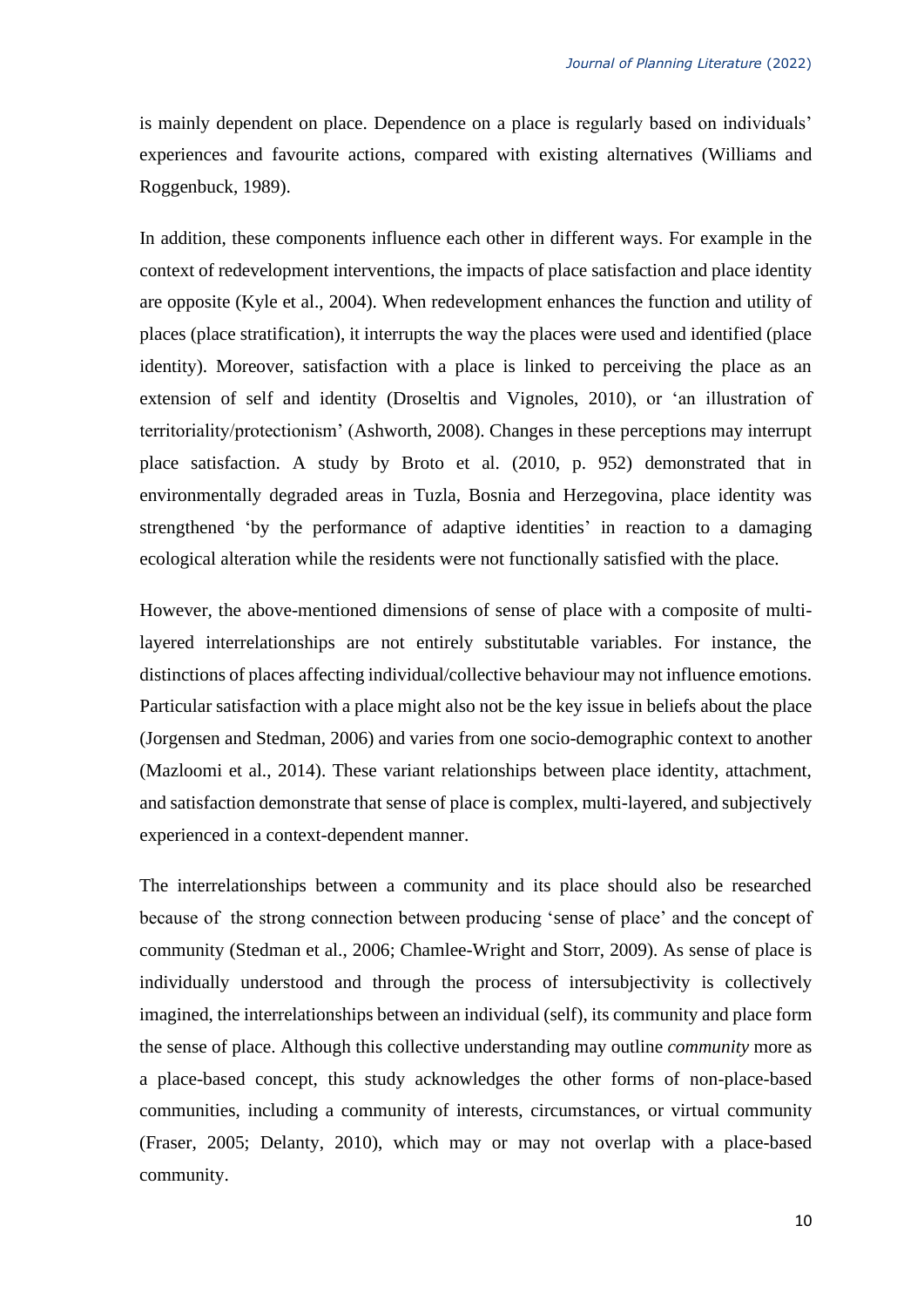is mainly dependent on place. Dependence on a place is regularly based on individuals' experiences and favourite actions, compared with existing alternatives (Williams and Roggenbuck, 1989).

In addition, these components influence each other in different ways. For example in the context of redevelopment interventions, the impacts of place satisfaction and place identity are opposite (Kyle et al., 2004). When redevelopment enhances the function and utility of places (place stratification), it interrupts the way the places were used and identified (place identity). Moreover, satisfaction with a place is linked to perceiving the place as an extension of self and identity (Droseltis and Vignoles, 2010), or 'an illustration of territoriality/protectionism' (Ashworth, 2008). Changes in these perceptions may interrupt place satisfaction. A study by Broto et al. (2010, p. 952) demonstrated that in environmentally degraded areas in Tuzla, Bosnia and Herzegovina, place identity was strengthened 'by the performance of adaptive identities' in reaction to a damaging ecological alteration while the residents were not functionally satisfied with the place.

However, the above-mentioned dimensions of sense of place with a composite of multi-layered interrelationships are not entirely substitutable variables. For instance, the distinctions of places affecting individual/collective behaviour may not influence emotions. Particular satisfaction with a place might also not be the key issue in beliefs about the place (Jorgensen and Stedman, 2006) and varies from one socio-demographic context to another (Mazloomi et al., 2014). These variant relationships between place identity, attachment, and satisfaction demonstrate that sense of place is complex, multi-layered, and subjectively experienced in a context-dependent manner.

The interrelationships between a community and its place should also be researched because of the strong connection between producing 'sense of place' and the concept of community (Stedman et al., 2006; Chamlee-Wright and Storr, 2009). As sense of place is individually understood and through the process of intersubjectivity is collectively imagined, the interrelationships between an individual (self), its community and place form the sense of place. Although this collective understanding may outline *community* more as a place-based concept, this study acknowledges the other forms of non-place-based communities, including a community of interests, circumstances, or virtual community (Fraser, 2005; Delanty, 2010), which may or may not overlap with a place-based community.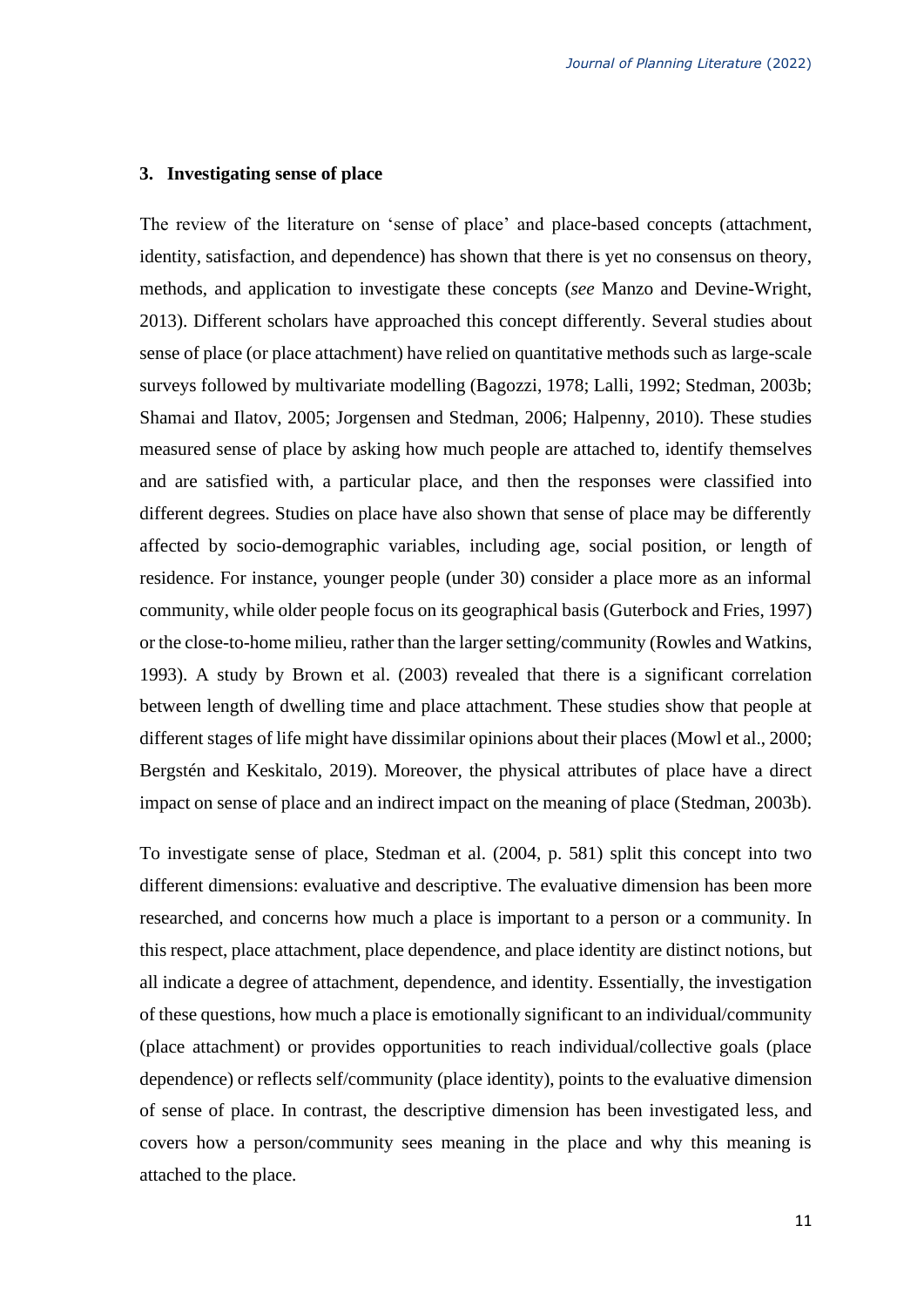## 3. Investigating sense of place

The review of the literature on 'sense of place' and place-based concepts (attachment, identity, satisfaction, and dependence) has shown that there is yet no consensus on theory, methods, and application to investigate these concepts (*see* Manzo and Devine-Wright, 2013). Different scholars have approached this concept differently. Several studies about sense of place (or place attachment) have relied on quantitative methods such as large-scale surveys followed by multivariate modelling (Bagozzi, 1978; Lalli, 1992; Stedman, 2003b; Shamai and Ilatov, 2005; Jorgensen and Stedman, 2006; Halpenny, 2010). These studies measured sense of place by asking how much people are attached to, identify themselves and are satisfied with, a particular place, and then the responses were classified into different degrees. Studies on place have also shown that sense of place may be differently affected by socio-demographic variables, including age, social position, or length of residence. For instance, younger people (under 30) consider a place more as an informal community, while older people focus on its geographical basis (Guterbock and Fries, 1997) or the close-to-home milieu, rather than the larger setting/community (Rowles and Watkins, 1993). A study by Brown et al. (2003) revealed that there is a significant correlation between length of dwelling time and place attachment. These studies show that people at different stages of life might have dissimilar opinions about their places (Mowl et al., 2000; Bergstén and Keskitalo, 2019). Moreover, the physical attributes of place have a direct impact on sense of place and an indirect impact on the meaning of place (Stedman, 2003b).

To investigate sense of place, Stedman et al. (2004, p. 581) split this concept into two different dimensions: evaluative and descriptive. The evaluative dimension has been more researched, and concerns how much a place is important to a person or a community. In this respect, place attachment, place dependence, and place identity are distinct notions, but all indicate a degree of attachment, dependence, and identity. Essentially, the investigation of these questions, how much a place is emotionally significant to an individual/community (place attachment) or provides opportunities to reach individual/collective goals (place dependence) or reflects self/community (place identity), points to the evaluative dimension of sense of place. In contrast, the descriptive dimension has been investigated less, and covers how a person/community sees meaning in the place and why this meaning is attached to the place.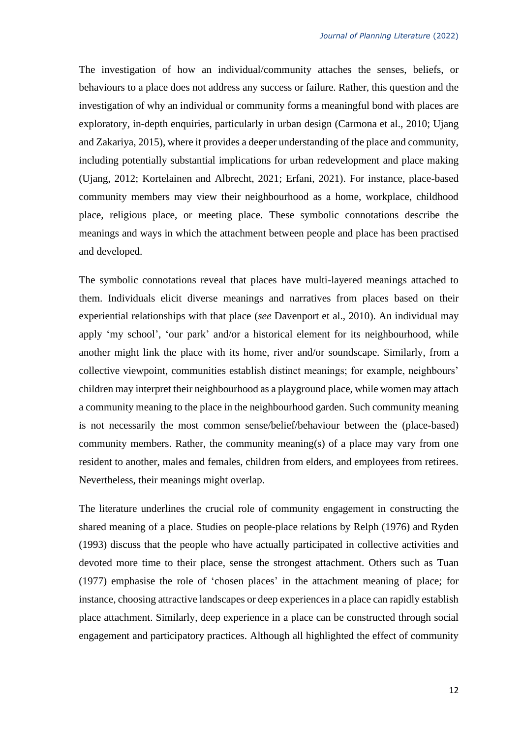The investigation of how an individual/community attaches the senses, beliefs, or behaviours to a place does not address any success or failure. Rather, this question and the investigation of why an individual or community forms a meaningful bond with places are exploratory, in-depth enquiries, particularly in urban design (Carmona et al., 2010; Ujang and Zakariya, 2015), where it provides a deeper understanding of the place and community, including potentially substantial implications for urban redevelopment and place making (Ujang, 2012; Kortelainen and Albrecht, 2021; Erfani, 2021). For instance, place-based community members may view their neighbourhood as a home, workplace, childhood place, religious place, or meeting place. These symbolic connotations describe the meanings and ways in which the attachment between people and place has been practised and developed.

The symbolic connotations reveal that places have multi-layered meanings attached to them. Individuals elicit diverse meanings and narratives from places based on their experiential relationships with that place (*see* Davenport et al., 2010). An individual may apply 'my school', 'our park' and/or a historical element for its neighbourhood, while another might link the place with its home, river and/or soundscape. Similarly, from a collective viewpoint, communities establish distinct meanings; for example, neighbours' children may interpret their neighbourhood as a playground place, while women may attach a community meaning to the place in the neighbourhood garden. Such community meaning is not necessarily the most common sense/belief/behaviour between the (place-based) community members. Rather, the community meaning(s) of a place may vary from one resident to another, males and females, children from elders, and employees from retirees. Nevertheless, their meanings might overlap.

The literature underlines the crucial role of community engagement in constructing the shared meaning of a place. Studies on people-place relations by Relph (1976) and Ryden (1993) discuss that the people who have actually participated in collective activities and devoted more time to their place, sense the strongest attachment. Others such as Tuan (1977) emphasise the role of 'chosen places' in the attachment meaning of place; for instance, choosing attractive landscapes or deep experiences in a place can rapidly establish place attachment. Similarly, deep experience in a place can be constructed through social engagement and participatory practices. Although all highlighted the effect of community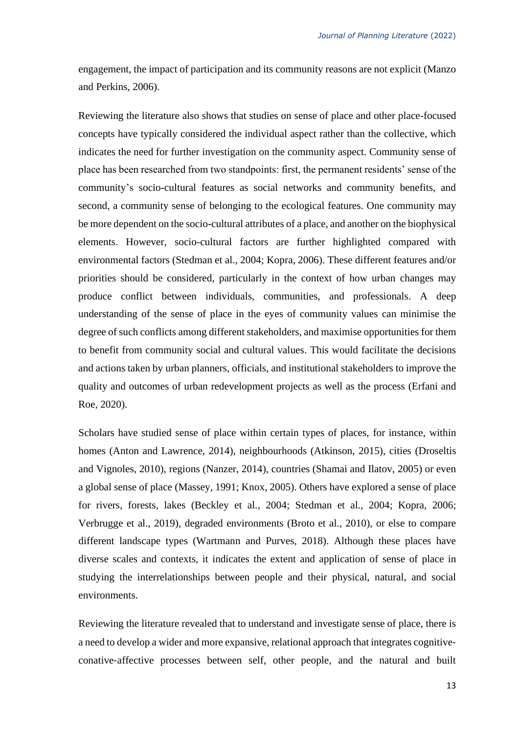engagement, the impact of participation and its community reasons are not explicit (Manzo and Perkins, 2006).

Reviewing the literature also shows that studies on sense of place and other place-focused concepts have typically considered the individual aspect rather than the collective, which indicates the need for further investigation on the community aspect. Community sense of place has been researched from two standpoints: first, the permanent residents' sense of the community's socio-cultural features as social networks and community benefits, and second, a community sense of belonging to the ecological features. One community may be more dependent on the socio-cultural attributes of a place, and another on the biophysical elements. However, socio-cultural factors are further highlighted compared with environmental factors (Stedman et al., 2004; Kopra, 2006). These different features and/or priorities should be considered, particularly in the context of how urban changes may produce conflict between individuals, communities, and professionals. A deep understanding of the sense of place in the eyes of community values can minimise the degree of such conflicts among different stakeholders, and maximise opportunities for them to benefit from community social and cultural values. This would facilitate the decisions and actions taken by urban planners, officials, and institutional stakeholders to improve the quality and outcomes of urban redevelopment projects as well as the process (Erfani and Roe, 2020).

Scholars have studied sense of place within certain types of places, for instance, within homes (Anton and Lawrence, 2014), neighbourhoods (Atkinson, 2015), cities (Droseltis and Vignoles, 2010), regions (Nanzer, 2014), countries (Shamai and Ilatov, 2005) or even a global sense of place (Massey, 1991; Knox, 2005). Others have explored a sense of place for rivers, forests, lakes (Beckley et al., 2004; Stedman et al., 2004; Kopra, 2006; Verbrugge et al., 2019), degraded environments (Broto et al., 2010), or else to compare different landscape types (Wartmann and Purves, 2018). Although these places have diverse scales and contexts, it indicates the extent and application of sense of place in studying the interrelationships between people and their physical, natural, and social environments.

Reviewing the literature revealed that to understand and investigate sense of place, there is a need to develop a wider and more expansive, relational approach that integrates cognitive-conative-affective processes between self, other people, and the natural and built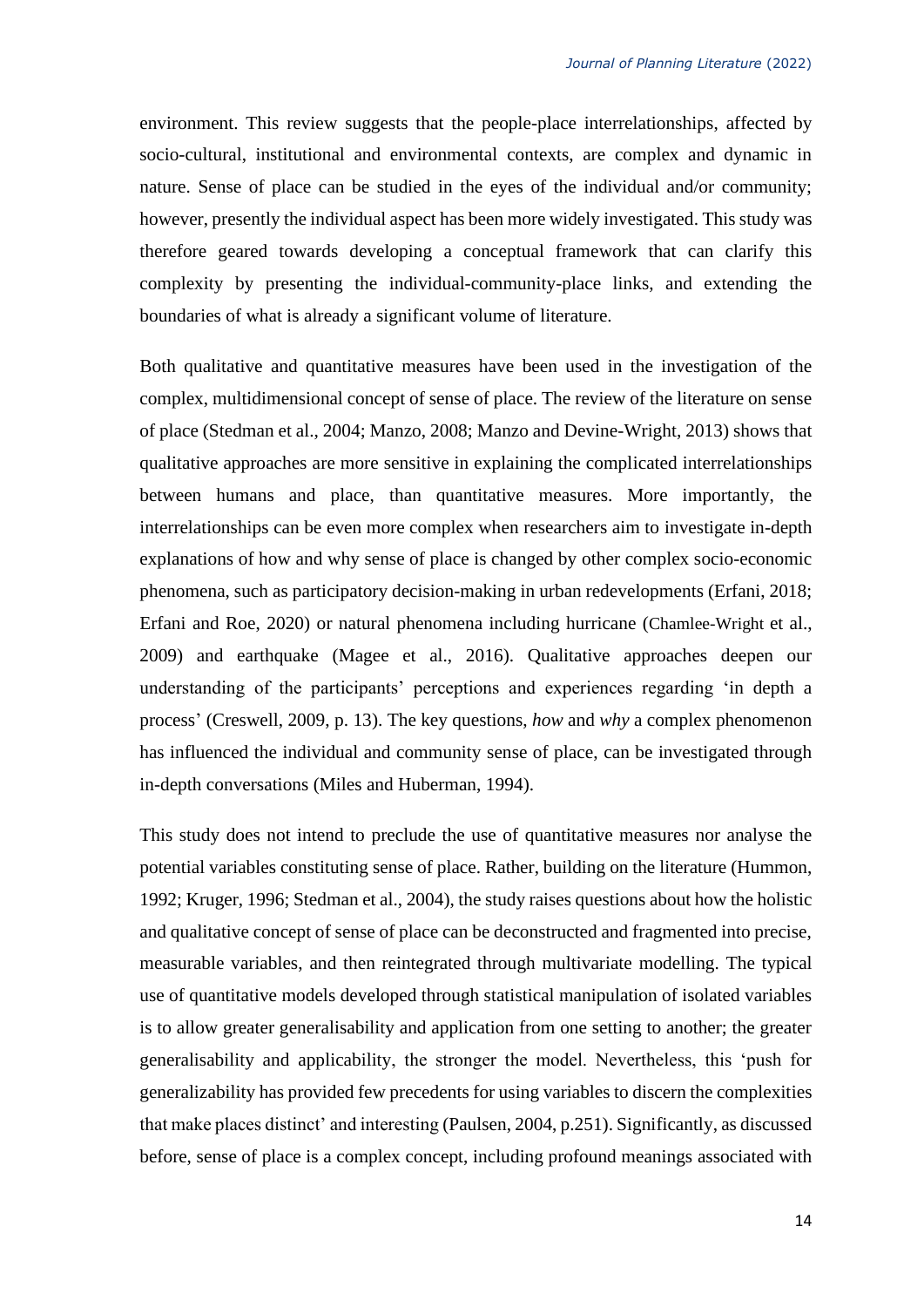environment. This review suggests that the people-place interrelationships, affected by socio-cultural, institutional and environmental contexts, are complex and dynamic in nature. Sense of place can be studied in the eyes of the individual and/or community; however, presently the individual aspect has been more widely investigated. This study was therefore geared towards developing a conceptual framework that can clarify this complexity by presenting the individual-community-place links, and extending the boundaries of what is already a significant volume of literature.

Both qualitative and quantitative measures have been used in the investigation of the complex, multidimensional concept of sense of place. The review of the literature on sense of place (Stedman et al., 2004; Manzo, 2008; Manzo and Devine-Wright, 2013) shows that qualitative approaches are more sensitive in explaining the complicated interrelationships between humans and place, than quantitative measures. More importantly, the interrelationships can be even more complex when researchers aim to investigate in-depth explanations of how and why sense of place is changed by other complex socio-economic phenomena, such as participatory decision-making in urban redevelopments (Erfani, 2018; Erfani and Roe, 2020) or natural phenomena including hurricane (Chamlee-Wright et al., 2009) and earthquake (Magee et al., 2016). Qualitative approaches deepen our understanding of the participants' perceptions and experiences regarding 'in depth a process' (Creswell, 2009, p. 13). The key questions, *how* and *why* a complex phenomenon has influenced the individual and community sense of place, can be investigated through in-depth conversations (Miles and Huberman, 1994).

This study does not intend to preclude the use of quantitative measures nor analyse the potential variables constituting sense of place. Rather, building on the literature (Hummon, 1992; Kruger, 1996; Stedman et al., 2004), the study raises questions about how the holistic and qualitative concept of sense of place can be deconstructed and fragmented into precise, measurable variables, and then reintegrated through multivariate modelling. The typical use of quantitative models developed through statistical manipulation of isolated variables is to allow greater generalisability and application from one setting to another; the greater generalisability and applicability, the stronger the model. Nevertheless, this 'push for generalizability has provided few precedents for using variables to discern the complexities that make places distinct' and interesting (Paulsen, 2004, p.251). Significantly, as discussed before, sense of place is a complex concept, including profound meanings associated with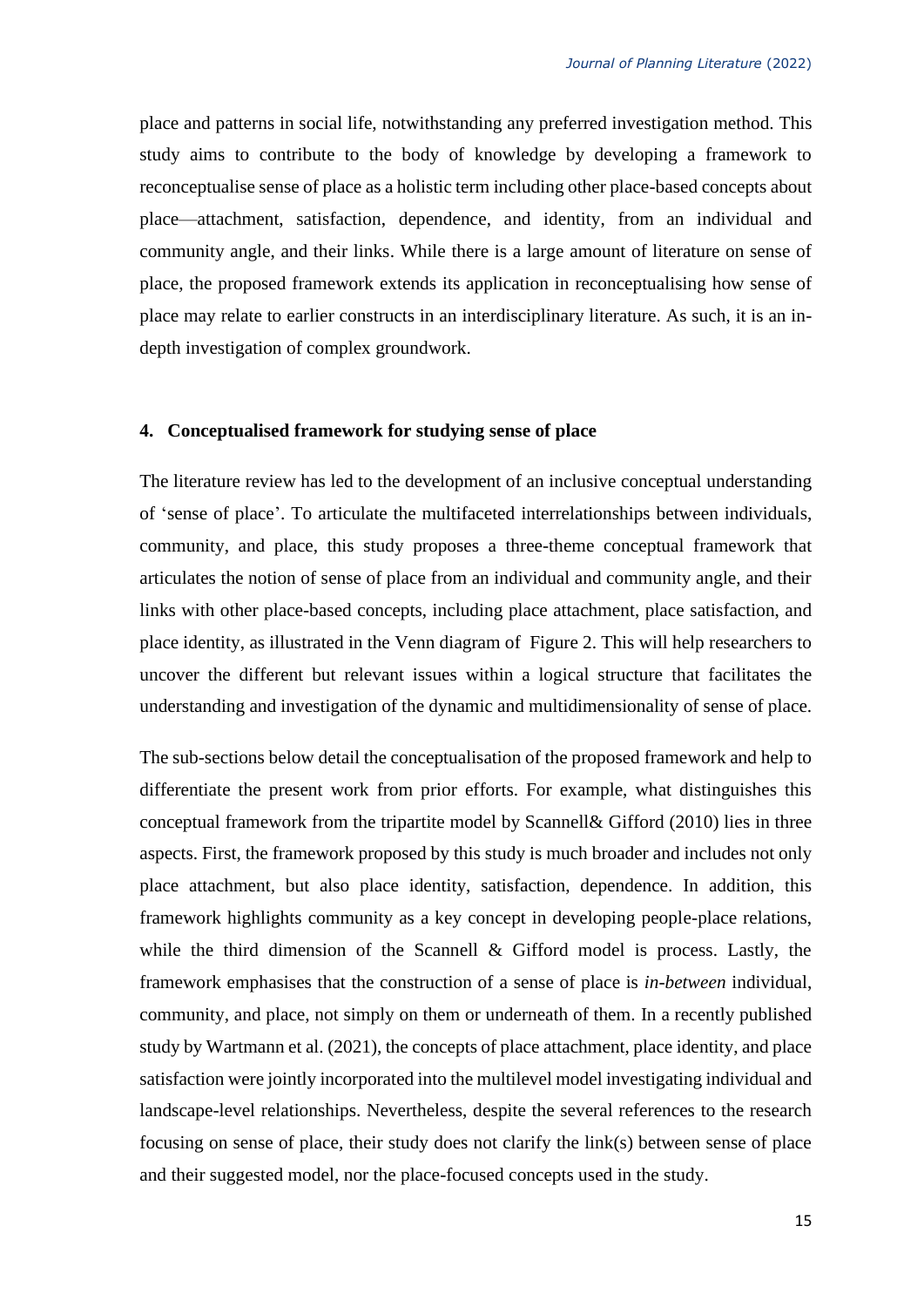place and patterns in social life, notwithstanding any preferred investigation method. This study aims to contribute to the body of knowledge by developing a framework to reconceptualise sense of place as a holistic term including other place-based concepts about place—attachment, satisfaction, dependence, and identity, from an individual and community angle, and their links. While there is a large amount of literature on sense of place, the proposed framework extends its application in reconceptualising how sense of place may relate to earlier constructs in an interdisciplinary literature. As such, it is an in-depth investigation of complex groundwork.

## 4. Conceptualised framework for studying sense of place

The literature review has led to the development of an inclusive conceptual understanding of 'sense of place'. To articulate the multifaceted interrelationships between individuals, community, and place, this study proposes a three-theme conceptual framework that articulates the notion of sense of place from an individual and community angle, and their links with other place-based concepts, including place attachment, place satisfaction, and place identity, as illustrated in the Venn diagram of Figure 2. This will help researchers to uncover the different but relevant issues within a logical structure that facilitates the understanding and investigation of the dynamic and multidimensionality of sense of place.

The sub-sections below detail the conceptualisation of the proposed framework and help to differentiate the present work from prior efforts. For example, what distinguishes this conceptual framework from the tripartite model by Scannell& Gifford (2010) lies in three aspects. First, the framework proposed by this study is much broader and includes not only place attachment, but also place identity, satisfaction, dependence. In addition, this framework highlights community as a key concept in developing people-place relations, while the third dimension of the Scannell & Gifford model is process. Lastly, the framework emphasises that the construction of a sense of place is *in-between* individual, community, and place, not simply on them or underneath of them. In a recently published study by Wartmann et al. (2021), the concepts of place attachment, place identity, and place satisfaction were jointly incorporated into the multilevel model investigating individual and landscape-level relationships. Nevertheless, despite the several references to the research focusing on sense of place, their study does not clarify the link(s) between sense of place and their suggested model, nor the place-focused concepts used in the study.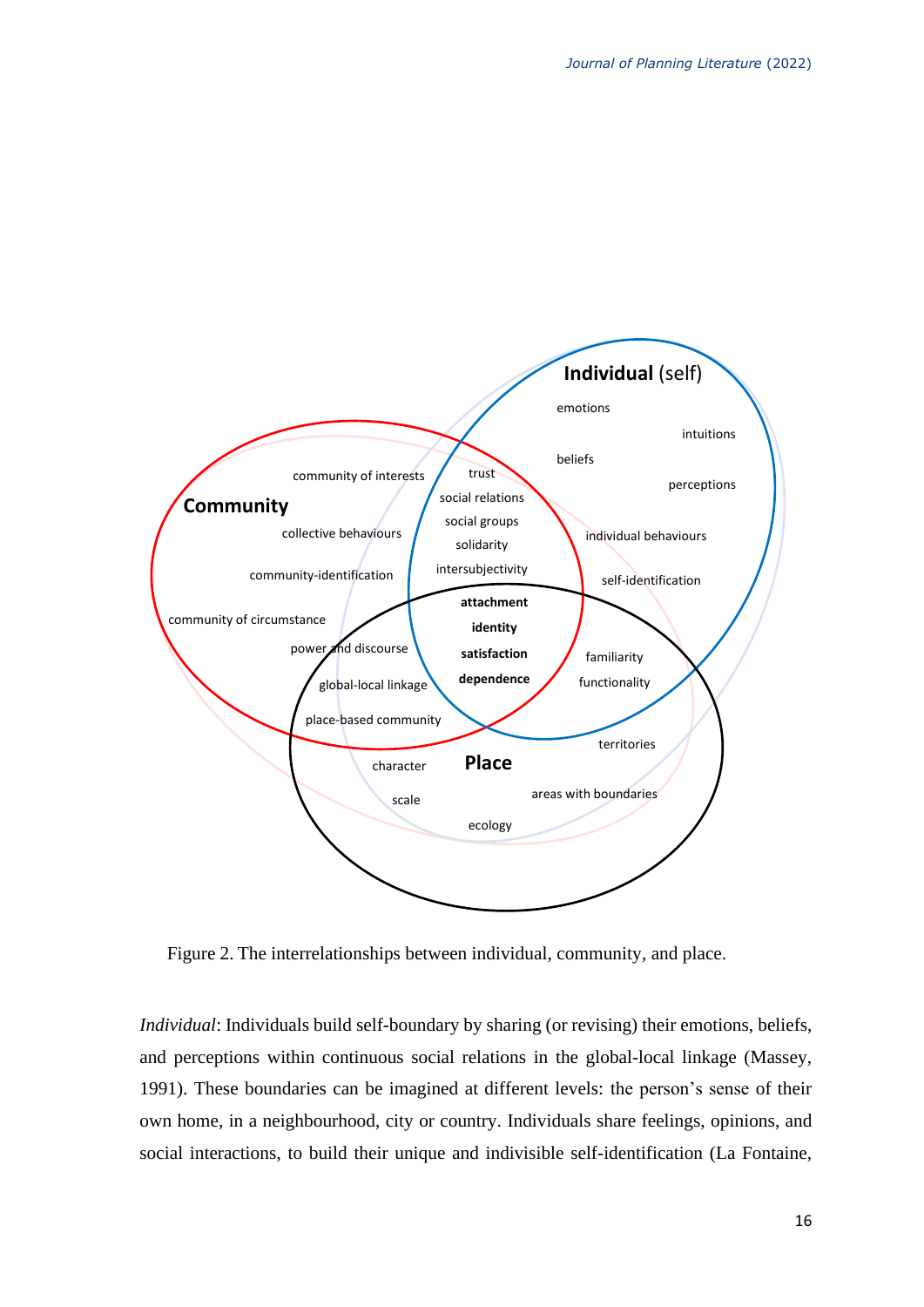Figure 2. The interrelationships between individual, community, and place.

*Individual*: Individuals build self-boundary by sharing (or revising) their emotions, beliefs, and perceptions within continuous social relations in the global-local linkage (Massey, 1991). These boundaries can be imagined at different levels: the person's sense of their own home, in a neighbourhood, city or country. Individuals share feelings, opinions, and social interactions, to build their unique and indivisible self-identification (La Fontaine,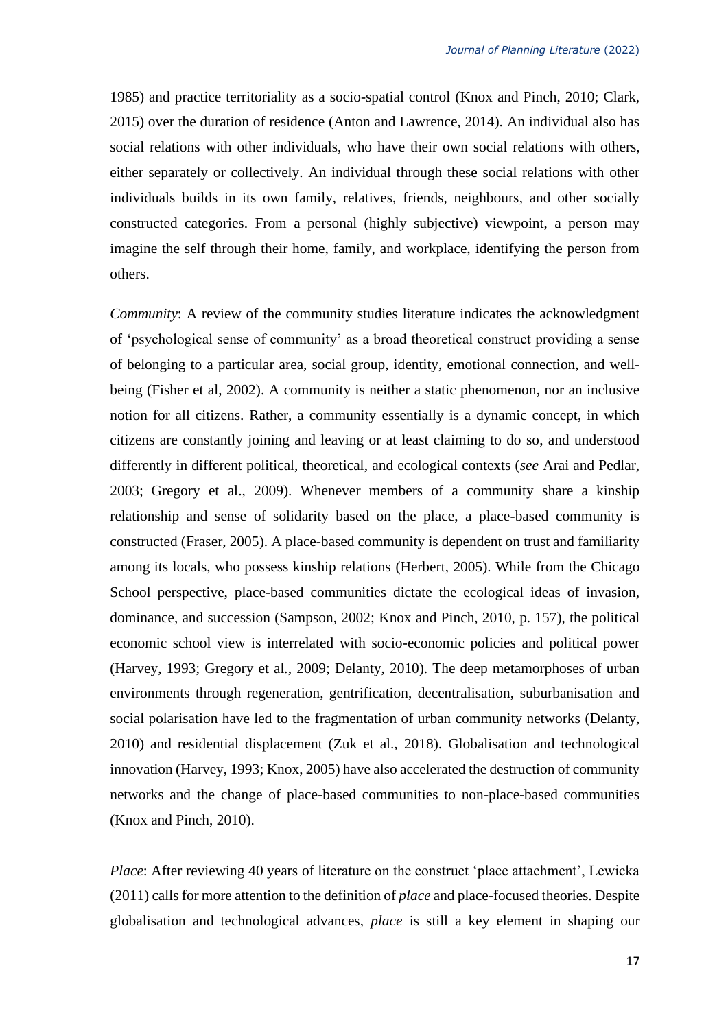1985) and practice territoriality as a socio-spatial control (Knox and Pinch, 2010; Clark, 2015) over the duration of residence (Anton and Lawrence, 2014). An individual also has social relations with other individuals, who have their own social relations with others, either separately or collectively. An individual through these social relations with other individuals builds in its own family, relatives, friends, neighbours, and other socially constructed categories. From a personal (highly subjective) viewpoint, a person may imagine the self through their home, family, and workplace, identifying the person from others.

*Community*: A review of the community studies literature indicates the acknowledgment of 'psychological sense of community' as a broad theoretical construct providing a sense of belonging to a particular area, social group, identity, emotional connection, and well-being (Fisher et al, 2002). A community is neither a static phenomenon, nor an inclusive notion for all citizens. Rather, a community essentially is a dynamic concept, in which citizens are constantly joining and leaving or at least claiming to do so, and understood differently in different political, theoretical, and ecological contexts (*see* Arai and Pedlar, 2003; Gregory et al., 2009). Whenever members of a community share a kinship relationship and sense of solidarity based on the place, a place-based community is constructed (Fraser, 2005). A place-based community is dependent on trust and familiarity among its locals, who possess kinship relations (Herbert, 2005). While from the Chicago School perspective, place-based communities dictate the ecological ideas of invasion, dominance, and succession (Sampson, 2002; Knox and Pinch, 2010, p. 157), the political economic school view is interrelated with socio-economic policies and political power (Harvey, 1993; Gregory et al., 2009; Delanty, 2010). The deep metamorphoses of urban environments through regeneration, gentrification, decentralisation, suburbanisation and social polarisation have led to the fragmentation of urban community networks (Delanty, 2010) and residential displacement (Zuk et al., 2018). Globalisation and technological innovation (Harvey, 1993; Knox, 2005) have also accelerated the destruction of community networks and the change of place-based communities to non-place-based communities (Knox and Pinch, 2010).

*Place*: After reviewing 40 years of literature on the construct 'place attachment', Lewicka (2011) calls for more attention to the definition of *place* and place-focused theories. Despite globalisation and technological advances, *place* is still a key element in shaping our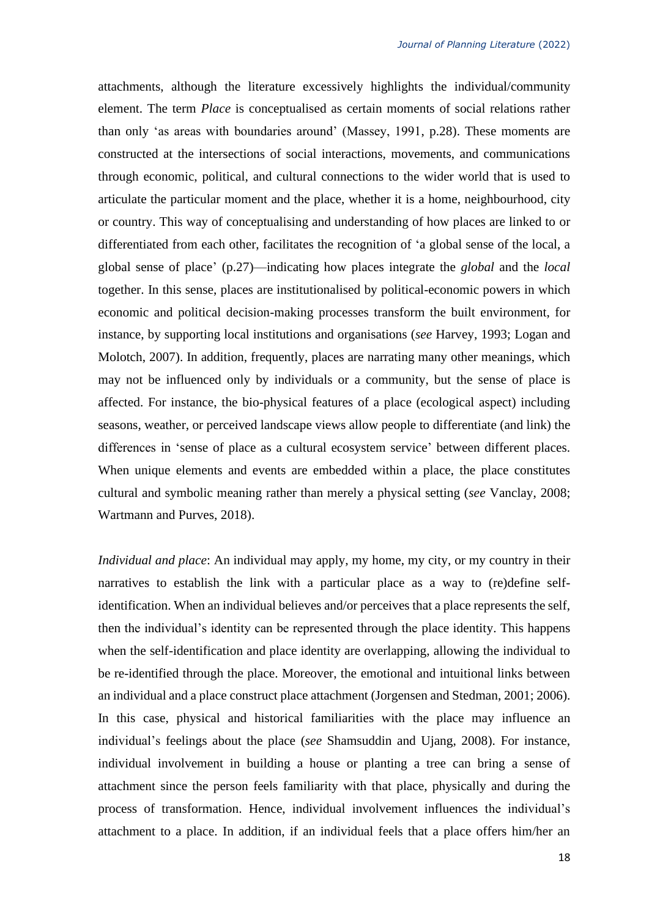attachments, although the literature excessively highlights the individual/community element. The term *Place* is conceptualised as certain moments of social relations rather than only 'as areas with boundaries around' (Massey, 1991, p.28). These moments are constructed at the intersections of social interactions, movements, and communications through economic, political, and cultural connections to the wider world that is used to articulate the particular moment and the place, whether it is a home, neighbourhood, city or country. This way of conceptualising and understanding of how places are linked to or differentiated from each other, facilitates the recognition of 'a global sense of the local, a global sense of place' (p.27)—indicating how places integrate the *global* and the *local* together. In this sense, places are institutionalised by political-economic powers in which economic and political decision-making processes transform the built environment, for instance, by supporting local institutions and organisations (*see* Harvey, 1993; Logan and Molotch, 2007). In addition, frequently, places are narrating many other meanings, which may not be influenced only by individuals or a community, but the sense of place is affected. For instance, the bio-physical features of a place (ecological aspect) including seasons, weather, or perceived landscape views allow people to differentiate (and link) the differences in 'sense of place as a cultural ecosystem service' between different places. When unique elements and events are embedded within a place, the place constitutes cultural and symbolic meaning rather than merely a physical setting (*see* Vanclay, 2008; Wartmann and Purves, 2018).

*Individual and place*: An individual may apply, my home, my city, or my country in their narratives to establish the link with a particular place as a way to (re)define self-identification. When an individual believes and/or perceives that a place represents the self, then the individual's identity can be represented through the place identity. This happens when the self-identification and place identity are overlapping, allowing the individual to be re-identified through the place. Moreover, the emotional and intuitional links between an individual and a place construct place attachment (Jorgensen and Stedman, 2001; 2006). In this case, physical and historical familiarities with the place may influence an individual's feelings about the place (*see* Shamsuddin and Ujang, 2008). For instance, individual involvement in building a house or planting a tree can bring a sense of attachment since the person feels familiarity with that place, physically and during the process of transformation. Hence, individual involvement influences the individual's attachment to a place. In addition, if an individual feels that a place offers him/her an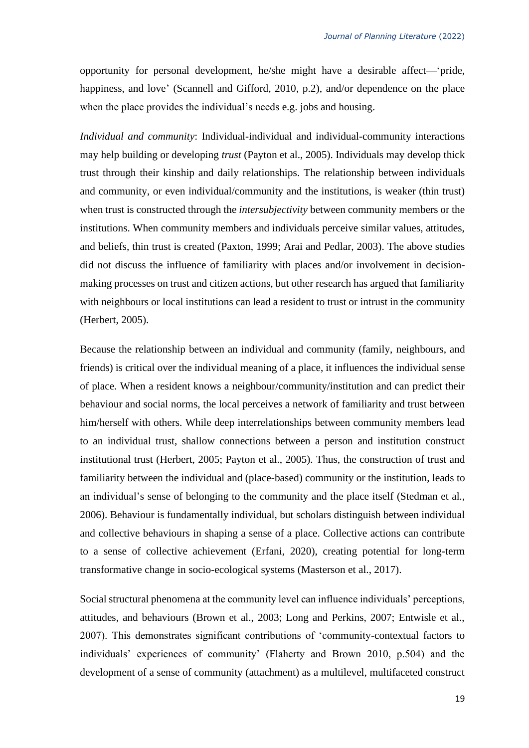opportunity for personal development, he/she might have a desirable affect—'pride, happiness, and love' (Scannell and Gifford, 2010, p.2), and/or dependence on the place when the place provides the individual's needs e.g. jobs and housing.

*Individual and community*: Individual-individual and individual-community interactions may help building or developing *trust* (Payton et al., 2005). Individuals may develop thick trust through their kinship and daily relationships. The relationship between individuals and community, or even individual/community and the institutions, is weaker (thin trust) when trust is constructed through the *intersubjectivity* between community members or the institutions. When community members and individuals perceive similar values, attitudes, and beliefs, thin trust is created (Paxton, 1999; Arai and Pedlar, 2003). The above studies did not discuss the influence of familiarity with places and/or involvement in decision-making processes on trust and citizen actions, but other research has argued that familiarity with neighbours or local institutions can lead a resident to trust or intrust in the community (Herbert, 2005).

Because the relationship between an individual and community (family, neighbours, and friends) is critical over the individual meaning of a place, it influences the individual sense of place. When a resident knows a neighbour/community/institution and can predict their behaviour and social norms, the local perceives a network of familiarity and trust between him/herself with others. While deep interrelationships between community members lead to an individual trust, shallow connections between a person and institution construct institutional trust (Herbert, 2005; Payton et al., 2005). Thus, the construction of trust and familiarity between the individual and (place-based) community or the institution, leads to an individual's sense of belonging to the community and the place itself (Stedman et al., 2006). Behaviour is fundamentally individual, but scholars distinguish between individual and collective behaviours in shaping a sense of a place. Collective actions can contribute to a sense of collective achievement (Erfani, 2020), creating potential for long-term transformative change in socio-ecological systems (Masterson et al., 2017).

Social structural phenomena at the community level can influence individuals' perceptions, attitudes, and behaviours (Brown et al., 2003; Long and Perkins, 2007; Entwisle et al., 2007). This demonstrates significant contributions of 'community-contextual factors to individuals' experiences of community' (Flaherty and Brown 2010, p.504) and the development of a sense of community (attachment) as a multilevel, multifaceted construct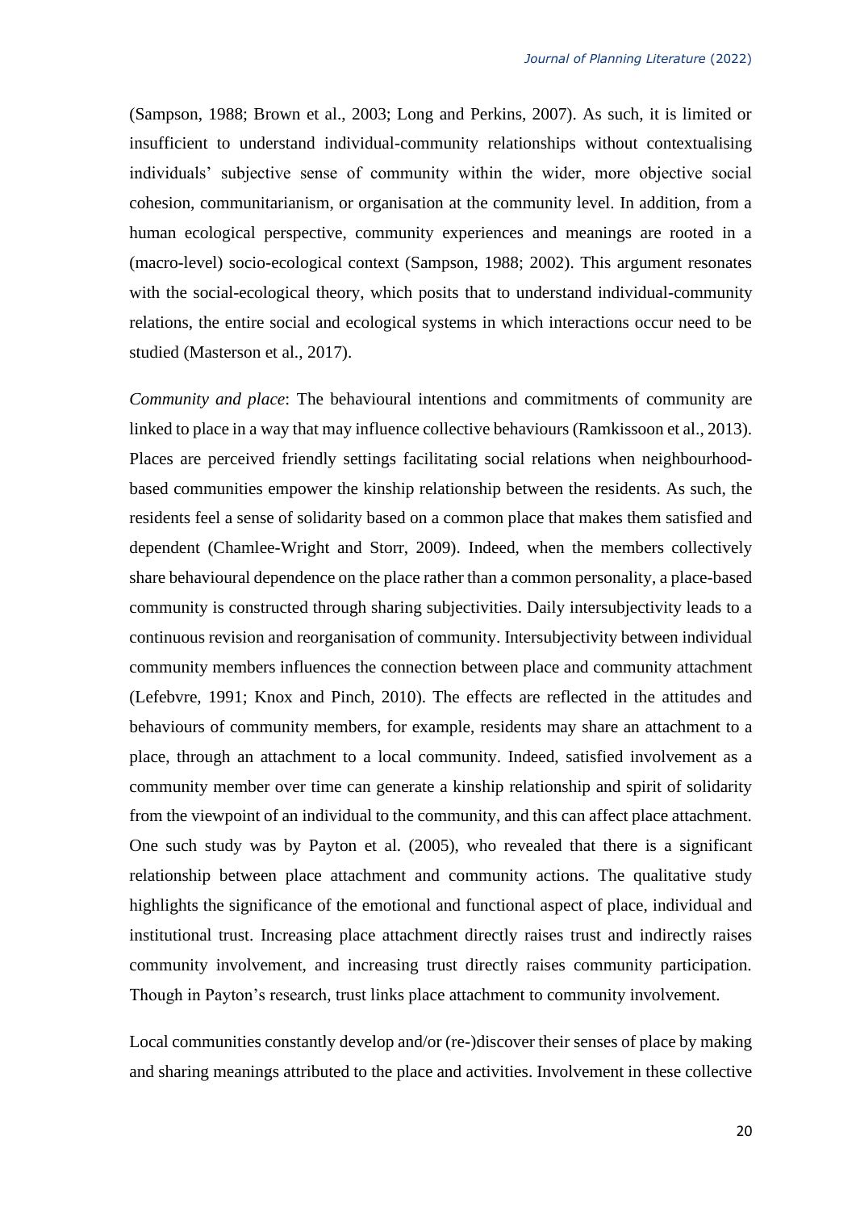(Sampson, 1988; Brown et al., 2003; Long and Perkins, 2007). As such, it is limited or insufficient to understand individual-community relationships without contextualising individuals' subjective sense of community within the wider, more objective social cohesion, communitarianism, or organisation at the community level. In addition, from a human ecological perspective, community experiences and meanings are rooted in a (macro-level) socio-ecological context (Sampson, 1988; 2002). This argument resonates with the social-ecological theory, which posits that to understand individual-community relations, the entire social and ecological systems in which interactions occur need to be studied (Masterson et al., 2017).

*Community and place*: The behavioural intentions and commitments of community are linked to place in a way that may influence collective behaviours (Ramkissoon et al., 2013). Places are perceived friendly settings facilitating social relations when neighbourhood-based communities empower the kinship relationship between the residents. As such, the residents feel a sense of solidarity based on a common place that makes them satisfied and dependent (Chamlee-Wright and Storr, 2009). Indeed, when the members collectively share behavioural dependence on the place rather than a common personality, a place-based community is constructed through sharing subjectivities. Daily intersubjectivity leads to a continuous revision and reorganisation of community. Intersubjectivity between individual community members influences the connection between place and community attachment (Lefebvre, 1991; Knox and Pinch, 2010). The effects are reflected in the attitudes and behaviours of community members, for example, residents may share an attachment to a place, through an attachment to a local community. Indeed, satisfied involvement as a community member over time can generate a kinship relationship and spirit of solidarity from the viewpoint of an individual to the community, and this can affect place attachment. One such study was by Payton et al. (2005), who revealed that there is a significant relationship between place attachment and community actions. The qualitative study highlights the significance of the emotional and functional aspect of place, individual and institutional trust. Increasing place attachment directly raises trust and indirectly raises community involvement, and increasing trust directly raises community participation. Though in Payton's research, trust links place attachment to community involvement.

Local communities constantly develop and/or (re-)discover their senses of place by making and sharing meanings attributed to the place and activities. Involvement in these collective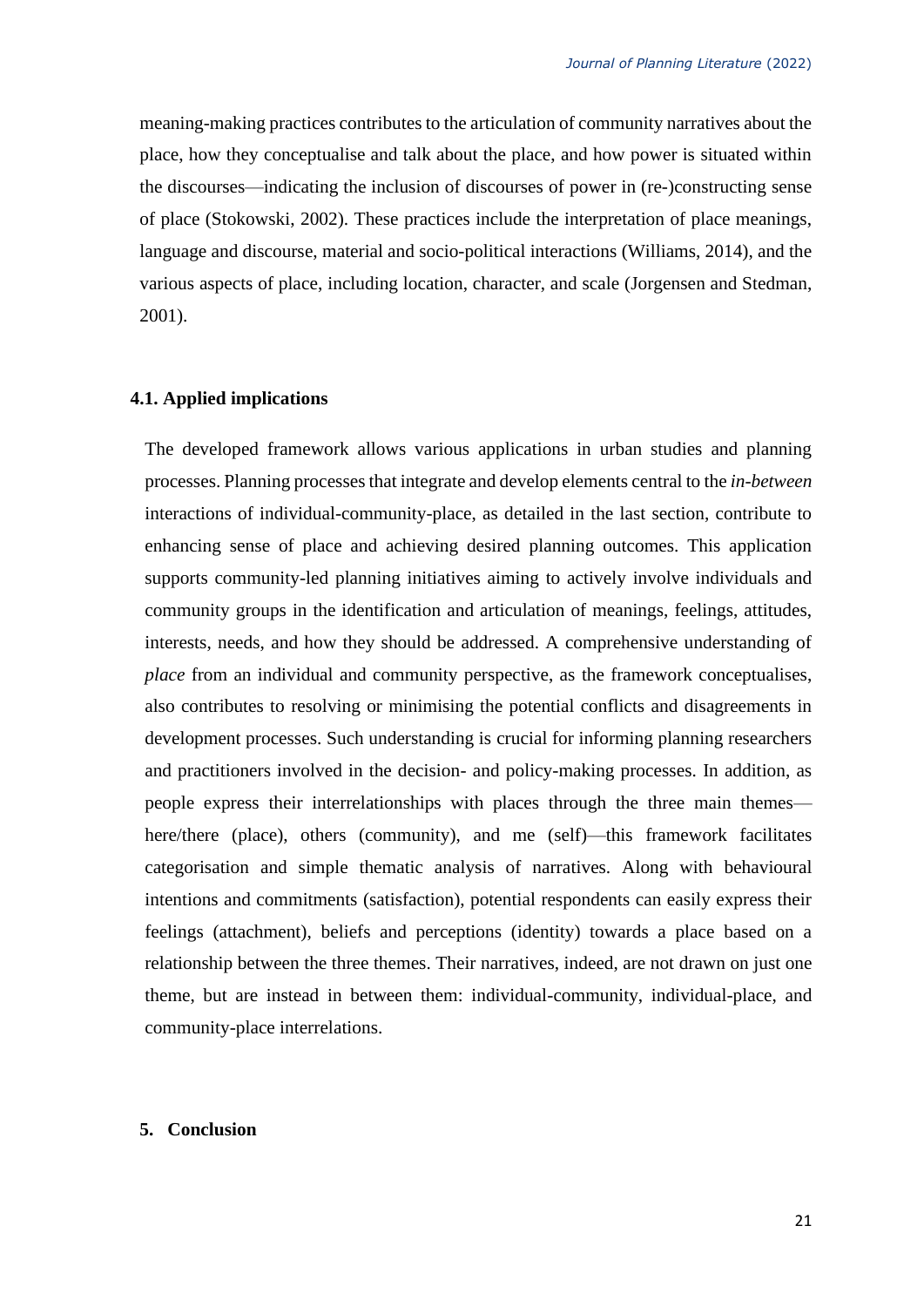meaning-making practices contributes to the articulation of community narratives about the place, how they conceptualise and talk about the place, and how power is situated within the discourses—indicating the inclusion of discourses of power in (re-)constructing sense of place (Stokowski, 2002). These practices include the interpretation of place meanings, language and discourse, material and socio-political interactions (Williams, 2014), and the various aspects of place, including location, character, and scale (Jorgensen and Stedman, 2001).

### 4.1. Applied implications

The developed framework allows various applications in urban studies and planning processes. Planning processes that integrate and develop elements central to the *in-between* interactions of individual-community-place, as detailed in the last section, contribute to enhancing sense of place and achieving desired planning outcomes. This application supports community-led planning initiatives aiming to actively involve individuals and community groups in the identification and articulation of meanings, feelings, attitudes, interests, needs, and how they should be addressed. A comprehensive understanding of *place* from an individual and community perspective, as the framework conceptualises, also contributes to resolving or minimising the potential conflicts and disagreements in development processes. Such understanding is crucial for informing planning researchers and practitioners involved in the decision- and policy-making processes. In addition, as people express their interrelationships with places through the three main themes—here/there (place), others (community), and me (self)—this framework facilitates categorisation and simple thematic analysis of narratives. Along with behavioural intentions and commitments (satisfaction), potential respondents can easily express their feelings (attachment), beliefs and perceptions (identity) towards a place based on a relationship between the three themes. Their narratives, indeed, are not drawn on just one theme, but are instead in between them: individual-community, individual-place, and community-place interrelations.

## 5. Conclusion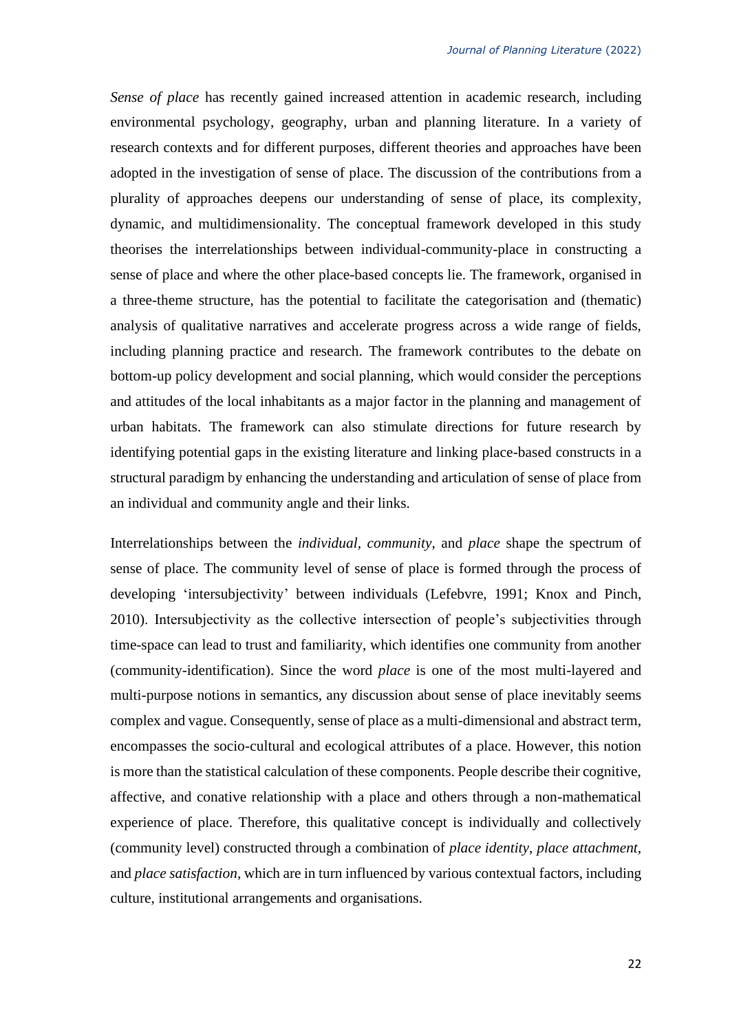*Sense of place* has recently gained increased attention in academic research, including environmental psychology, geography, urban and planning literature. In a variety of research contexts and for different purposes, different theories and approaches have been adopted in the investigation of sense of place. The discussion of the contributions from a plurality of approaches deepens our understanding of sense of place, its complexity, dynamic, and multidimensionality. The conceptual framework developed in this study theorises the interrelationships between individual-community-place in constructing a sense of place and where the other place-based concepts lie. The framework, organised in a three-theme structure, has the potential to facilitate the categorisation and (thematic) analysis of qualitative narratives and accelerate progress across a wide range of fields, including planning practice and research. The framework contributes to the debate on bottom-up policy development and social planning, which would consider the perceptions and attitudes of the local inhabitants as a major factor in the planning and management of urban habitats. The framework can also stimulate directions for future research by identifying potential gaps in the existing literature and linking place-based constructs in a structural paradigm by enhancing the understanding and articulation of sense of place from an individual and community angle and their links.

Interrelationships between the *individual*, *community*, and *place* shape the spectrum of sense of place. The community level of sense of place is formed through the process of developing 'intersubjectivity' between individuals (Lefebvre, 1991; Knox and Pinch, 2010). Intersubjectivity as the collective intersection of people's subjectivities through time-space can lead to trust and familiarity, which identifies one community from another (community-identification). Since the word *place* is one of the most multi-layered and multi-purpose notions in semantics, any discussion about sense of place inevitably seems complex and vague. Consequently, sense of place as a multi-dimensional and abstract term, encompasses the socio-cultural and ecological attributes of a place. However, this notion is more than the statistical calculation of these components. People describe their cognitive, affective, and conative relationship with a place and others through a non-mathematical experience of place. Therefore, this qualitative concept is individually and collectively (community level) constructed through a combination of *place identity*, *place attachment*, and *place satisfaction*, which are in turn influenced by various contextual factors, including culture, institutional arrangements and organisations.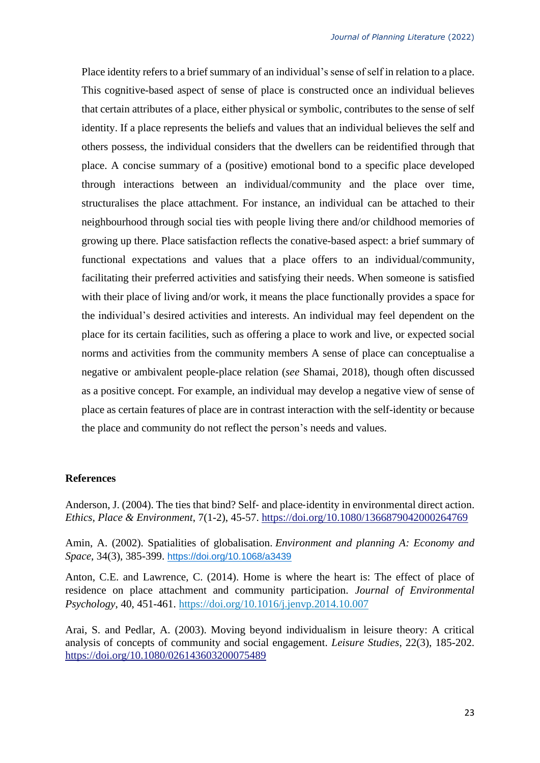Place identity refers to a brief summary of an individual's sense of self in relation to a place. This cognitive-based aspect of sense of place is constructed once an individual believes that certain attributes of a place, either physical or symbolic, contributes to the sense of self identity. If a place represents the beliefs and values that an individual believes the self and others possess, the individual considers that the dwellers can be reidentified through that place. A concise summary of a (positive) emotional bond to a specific place developed through interactions between an individual/community and the place over time, structuralises the place attachment. For instance, an individual can be attached to their neighbourhood through social ties with people living there and/or childhood memories of growing up there. Place satisfaction reflects the conative-based aspect: a brief summary of functional expectations and values that a place offers to an individual/community, facilitating their preferred activities and satisfying their needs. When someone is satisfied with their place of living and/or work, it means the place functionally provides a space for the individual's desired activities and interests. An individual may feel dependent on the place for its certain facilities, such as offering a place to work and live, or expected social norms and activities from the community members A sense of place can conceptualise a negative or ambivalent people-place relation (*see* Shamai, 2018), though often discussed as a positive concept. For example, an individual may develop a negative view of sense of place as certain features of place are in contrast interaction with the self-identity or because the place and community do not reflect the person's needs and values.

## References

Anderson, J. (2004). The ties that bind? Self- and place-identity in environmental direct action. *Ethics, Place & Environment*, 7(1-2), 45-57. https://doi.org/10.1080/1366879042000264769

Amin, A. (2002). Spatialities of globalisation. *Environment and planning A: Economy and Space*, 34(3), 385-399. https://doi.org/10.1068/a3439

Anton, C.E. and Lawrence, C. (2014). Home is where the heart is: The effect of place of residence on place attachment and community participation. *Journal of Environmental Psychology*, 40, 451-461. https://doi.org/10.1016/j.jenvp.2014.10.007

Arai, S. and Pedlar, A. (2003). Moving beyond individualism in leisure theory: A critical analysis of concepts of community and social engagement. *Leisure Studies*, 22(3), 185-202. https://doi.org/10.1080/026143603200075489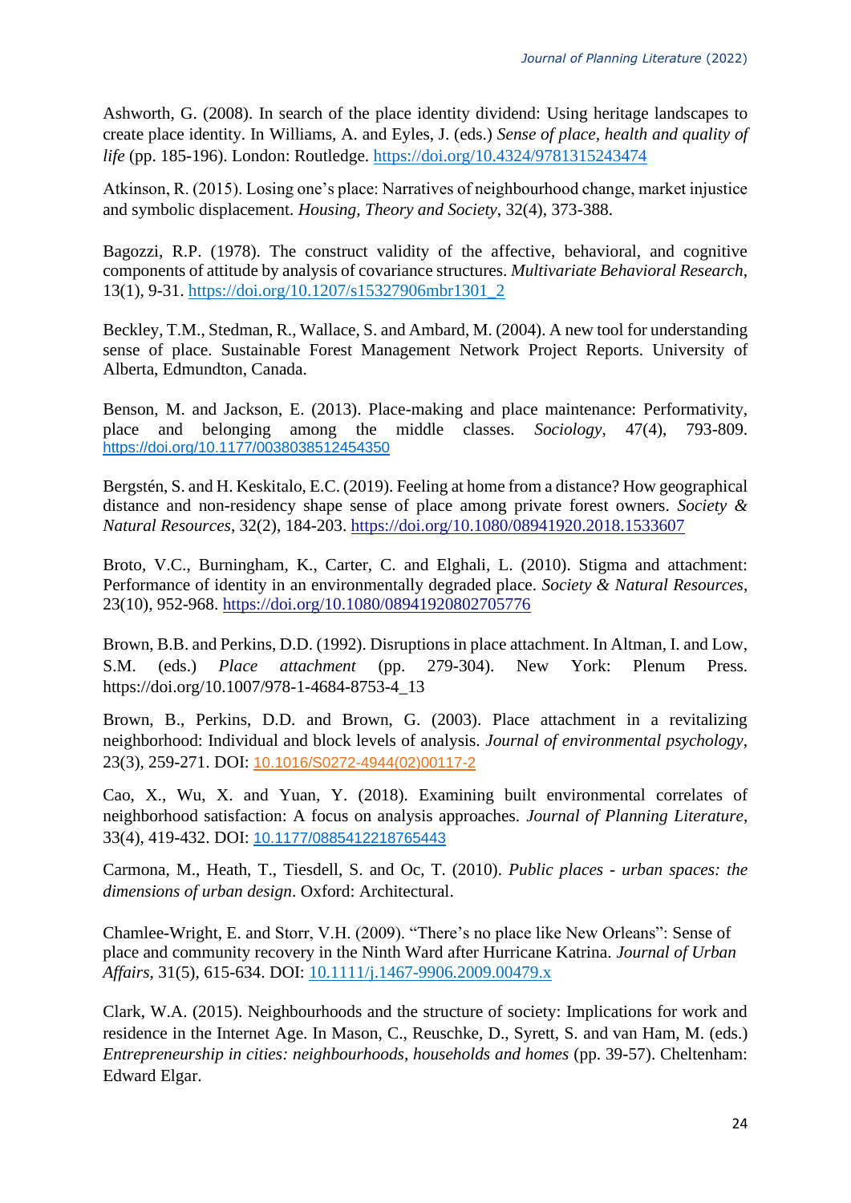Ashworth, G. (2008). In search of the place identity dividend: Using heritage landscapes to create place identity. In Williams, A. and Eyles, J. (eds.) *Sense of place, health and quality of life* (pp. 185-196). London: Routledge. https://doi.org/10.4324/9781315243474

Atkinson, R. (2015). Losing one's place: Narratives of neighbourhood change, market injustice and symbolic displacement. *Housing, Theory and Society*, 32(4), 373-388.

Bagozzi, R.P. (1978). The construct validity of the affective, behavioral, and cognitive components of attitude by analysis of covariance structures. *Multivariate Behavioral Research*, 13(1), 9-31. https://doi.org/10.1207/s15327906mbr1301_2

Beckley, T.M., Stedman, R., Wallace, S. and Ambard, M. (2004). A new tool for understanding sense of place. Sustainable Forest Management Network Project Reports. University of Alberta, Edmundton, Canada.

Benson, M. and Jackson, E. (2013). Place-making and place maintenance: Performativity, place and belonging among the middle classes. *Sociology*, 47(4), 793-809. https://doi.org/10.1177/0038038512454350

Bergstén, S. and H. Keskitalo, E.C. (2019). Feeling at home from a distance? How geographical distance and non-residency shape sense of place among private forest owners. *Society & Natural Resources*, 32(2), 184-203. https://doi.org/10.1080/08941920.2018.1533607

Broto, V.C., Burningham, K., Carter, C. and Elghali, L. (2010). Stigma and attachment: Performance of identity in an environmentally degraded place. *Society & Natural Resources*, 23(10), 952-968. https://doi.org/10.1080/08941920802705776

Brown, B.B. and Perkins, D.D. (1992). Disruptions in place attachment. In Altman, I. and Low, S.M. (eds.) *Place attachment* (pp. 279-304). New York: Plenum Press. https://doi.org/10.1007/978-1-4684-8753-4_13

Brown, B., Perkins, D.D. and Brown, G. (2003). Place attachment in a revitalizing neighborhood: Individual and block levels of analysis. *Journal of environmental psychology*, 23(3), 259-271. DOI: 10.1016/S0272-4944(02)00117-2

Cao, X., Wu, X. and Yuan, Y. (2018). Examining built environmental correlates of neighborhood satisfaction: A focus on analysis approaches. *Journal of Planning Literature*, 33(4), 419-432. DOI: 10.1177/0885412218765443

Carmona, M., Heath, T., Tiesdell, S. and Oc, T. (2010). *Public places - urban spaces: the dimensions of urban design*. Oxford: Architectural.

Chamlee-Wright, E. and Storr, V.H. (2009). "There's no place like New Orleans": Sense of place and community recovery in the Ninth Ward after Hurricane Katrina. *Journal of Urban Affairs*, 31(5), 615-634. DOI: 10.1111/j.1467-9906.2009.00479.x

Clark, W.A. (2015). Neighbourhoods and the structure of society: Implications for work and residence in the Internet Age. In Mason, C., Reuschke, D., Syrett, S. and van Ham, M. (eds.) *Entrepreneurship in cities: neighbourhoods, households and homes* (pp. 39-57). Cheltenham: Edward Elgar.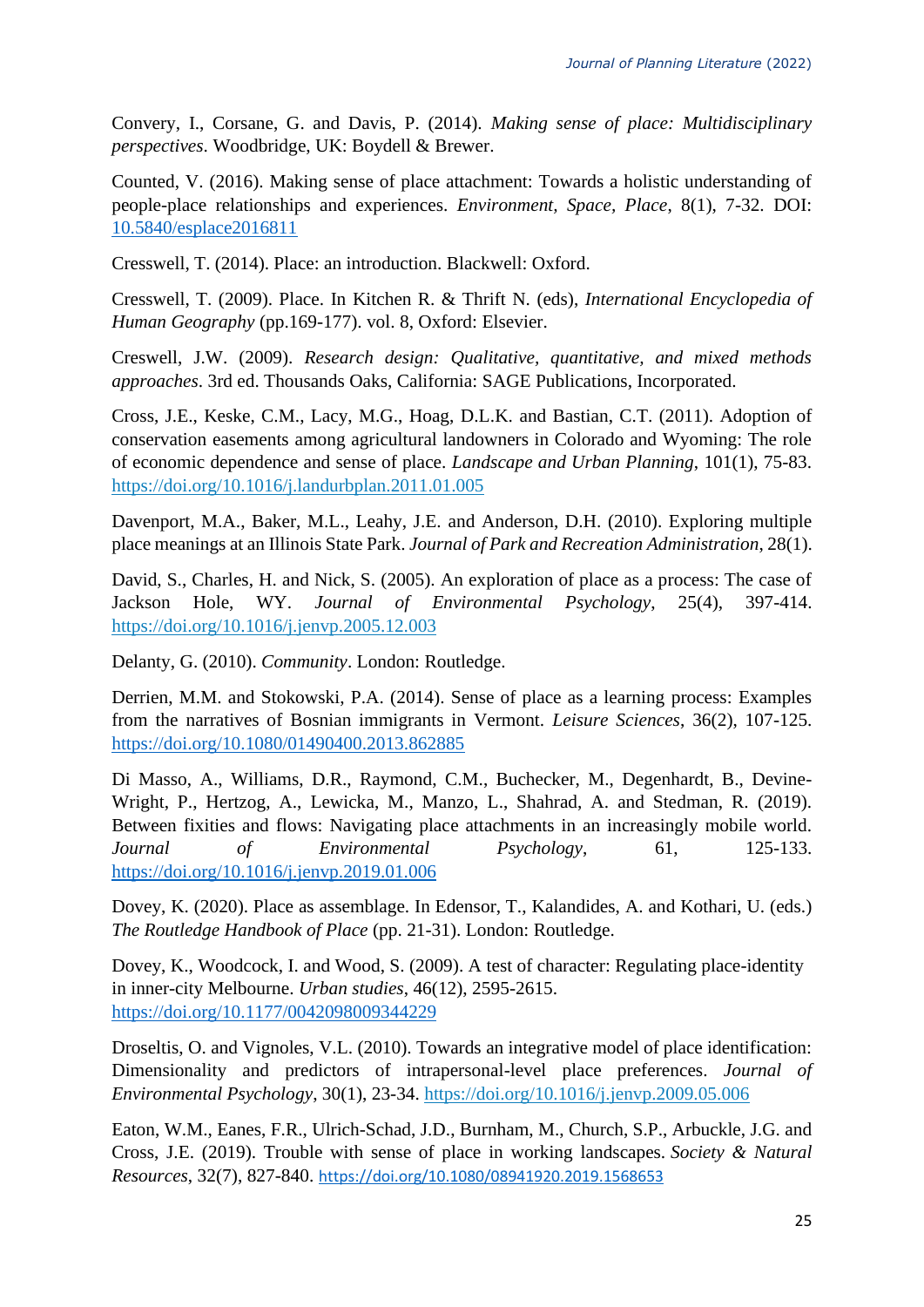Convery, I., Corsane, G. and Davis, P. (2014). *Making sense of place: Multidisciplinary perspectives*. Woodbridge, UK: Boydell & Brewer.

Counted, V. (2016). Making sense of place attachment: Towards a holistic understanding of people-place relationships and experiences. *Environment, Space, Place*, 8(1), 7-32. DOI: 10.5840/esplace2016811

Cresswell, T. (2014). Place: an introduction. Blackwell: Oxford.

Cresswell, T. (2009). Place. In Kitchen R. & Thrift N. (eds), *International Encyclopedia of Human Geography* (pp.169-177). vol. 8, Oxford: Elsevier.

Creswell, J.W. (2009). *Research design: Qualitative, quantitative, and mixed methods approaches*. 3rd ed. Thousands Oaks, California: SAGE Publications, Incorporated.

Cross, J.E., Keske, C.M., Lacy, M.G., Hoag, D.L.K. and Bastian, C.T. (2011). Adoption of conservation easements among agricultural landowners in Colorado and Wyoming: The role of economic dependence and sense of place. *Landscape and Urban Planning*, 101(1), 75-83. https://doi.org/10.1016/j.landurbplan.2011.01.005

Davenport, M.A., Baker, M.L., Leahy, J.E. and Anderson, D.H. (2010). Exploring multiple place meanings at an Illinois State Park. *Journal of Park and Recreation Administration*, 28(1).

David, S., Charles, H. and Nick, S. (2005). An exploration of place as a process: The case of Jackson Hole, WY. *Journal of Environmental Psychology*, 25(4), 397-414. https://doi.org/10.1016/j.jenvp.2005.12.003

Delanty, G. (2010). *Community*. London: Routledge.

Derrien, M.M. and Stokowski, P.A. (2014). Sense of place as a learning process: Examples from the narratives of Bosnian immigrants in Vermont. *Leisure Sciences*, 36(2), 107-125. https://doi.org/10.1080/01490400.2013.862885

Di Masso, A., Williams, D.R., Raymond, C.M., Buchecker, M., Degenhardt, B., Devine-Wright, P., Hertzog, A., Lewicka, M., Manzo, L., Shahrad, A. and Stedman, R. (2019). Between fixities and flows: Navigating place attachments in an increasingly mobile world. *Journal of Environmental Psychology*, 61, 125-133. https://doi.org/10.1016/j.jenvp.2019.01.006

Dovey, K. (2020). Place as assemblage. In Edensor, T., Kalandides, A. and Kothari, U. (eds.) *The Routledge Handbook of Place* (pp. 21-31). London: Routledge.

Dovey, K., Woodcock, I. and Wood, S. (2009). A test of character: Regulating place-identity in inner-city Melbourne. *Urban studies*, 46(12), 2595-2615. https://doi.org/10.1177/0042098009344229

Droseltis, O. and Vignoles, V.L. (2010). Towards an integrative model of place identification: Dimensionality and predictors of intrapersonal-level place preferences. *Journal of Environmental Psychology*, 30(1), 23-34. https://doi.org/10.1016/j.jenvp.2009.05.006

Eaton, W.M., Eanes, F.R., Ulrich-Schad, J.D., Burnham, M., Church, S.P., Arbuckle, J.G. and Cross, J.E. (2019). Trouble with sense of place in working landscapes. *Society & Natural Resources*, 32(7), 827-840. https://doi.org/10.1080/08941920.2019.1568653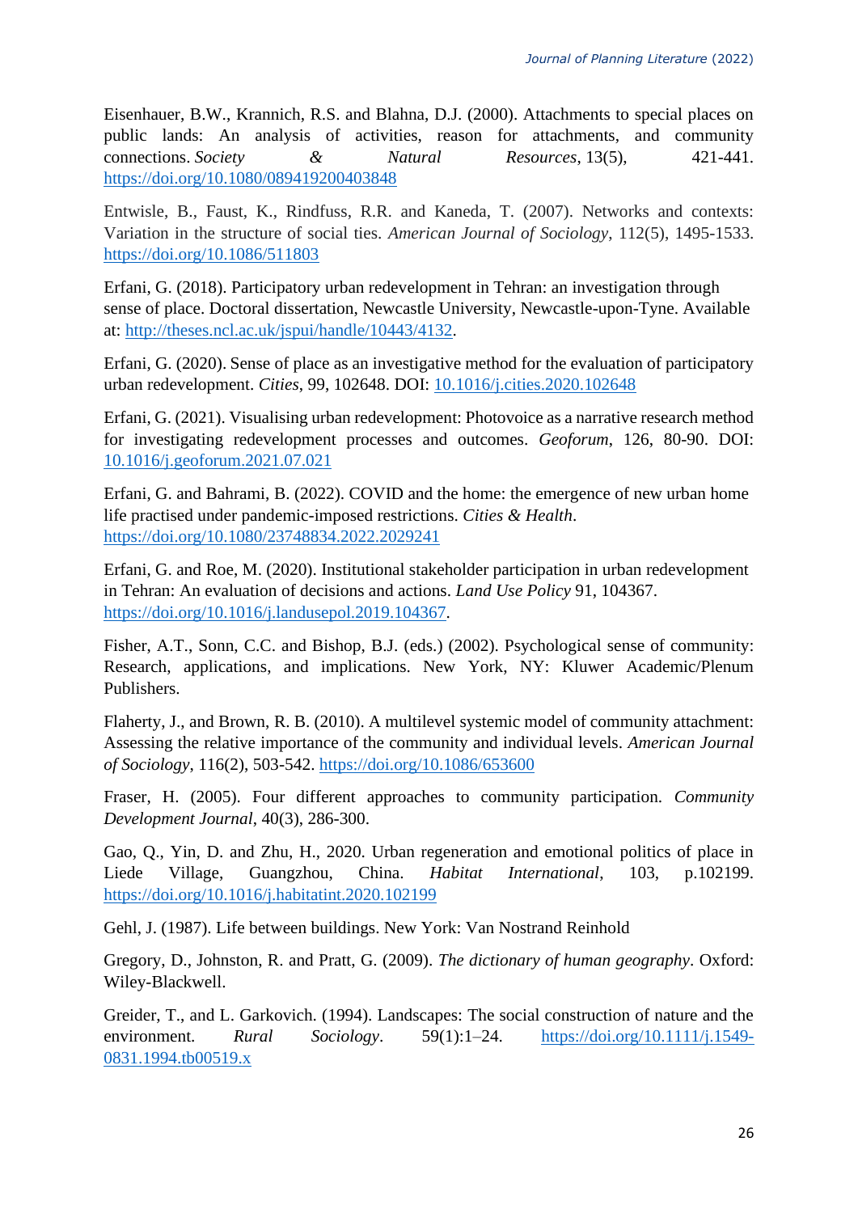Eisenhauer, B.W., Krannich, R.S. and Blahna, D.J. (2000). Attachments to special places on public lands: An analysis of activities, reason for attachments, and community connections. *Society & Natural Resources*, 13(5), 421-441. https://doi.org/10.1080/089419200403848

Entwisle, B., Faust, K., Rindfuss, R.R. and Kaneda, T. (2007). Networks and contexts: Variation in the structure of social ties. *American Journal of Sociology*, 112(5), 1495-1533. https://doi.org/10.1086/511803

Erfani, G. (2018). Participatory urban redevelopment in Tehran: an investigation through sense of place. Doctoral dissertation, Newcastle University, Newcastle-upon-Tyne. Available at: http://theses.ncl.ac.uk/jspui/handle/10443/4132.

Erfani, G. (2020). Sense of place as an investigative method for the evaluation of participatory urban redevelopment. *Cities*, 99, 102648. DOI: 10.1016/j.cities.2020.102648

Erfani, G. (2021). Visualising urban redevelopment: Photovoice as a narrative research method for investigating redevelopment processes and outcomes. *Geoforum*, 126, 80-90. DOI: 10.1016/j.geoforum.2021.07.021

Erfani, G. and Bahrami, B. (2022). COVID and the home: the emergence of new urban home life practised under pandemic-imposed restrictions. *Cities & Health*. https://doi.org/10.1080/23748834.2022.2029241

Erfani, G. and Roe, M. (2020). Institutional stakeholder participation in urban redevelopment in Tehran: An evaluation of decisions and actions. *Land Use Policy* 91, 104367. https://doi.org/10.1016/j.landusepol.2019.104367.

Fisher, A.T., Sonn, C.C. and Bishop, B.J. (eds.) (2002). Psychological sense of community: Research, applications, and implications. New York, NY: Kluwer Academic/Plenum Publishers.

Flaherty, J., and Brown, R. B. (2010). A multilevel systemic model of community attachment: Assessing the relative importance of the community and individual levels. *American Journal of Sociology*, 116(2), 503-542. https://doi.org/10.1086/653600

Fraser, H. (2005). Four different approaches to community participation. *Community Development Journal*, 40(3), 286-300.

Gao, Q., Yin, D. and Zhu, H., 2020. Urban regeneration and emotional politics of place in Liede Village, Guangzhou, China. *Habitat International*, 103, p.102199. https://doi.org/10.1016/j.habitatint.2020.102199

Gehl, J. (1987). Life between buildings. New York: Van Nostrand Reinhold

Gregory, D., Johnston, R. and Pratt, G. (2009). *The dictionary of human geography*. Oxford: Wiley-Blackwell.

Greider, T., and L. Garkovich. (1994). Landscapes: The social construction of nature and the environment. *Rural Sociology*. 59(1):1–24. https://doi.org/10.1111/j.1549-0831.1994.tb00519.x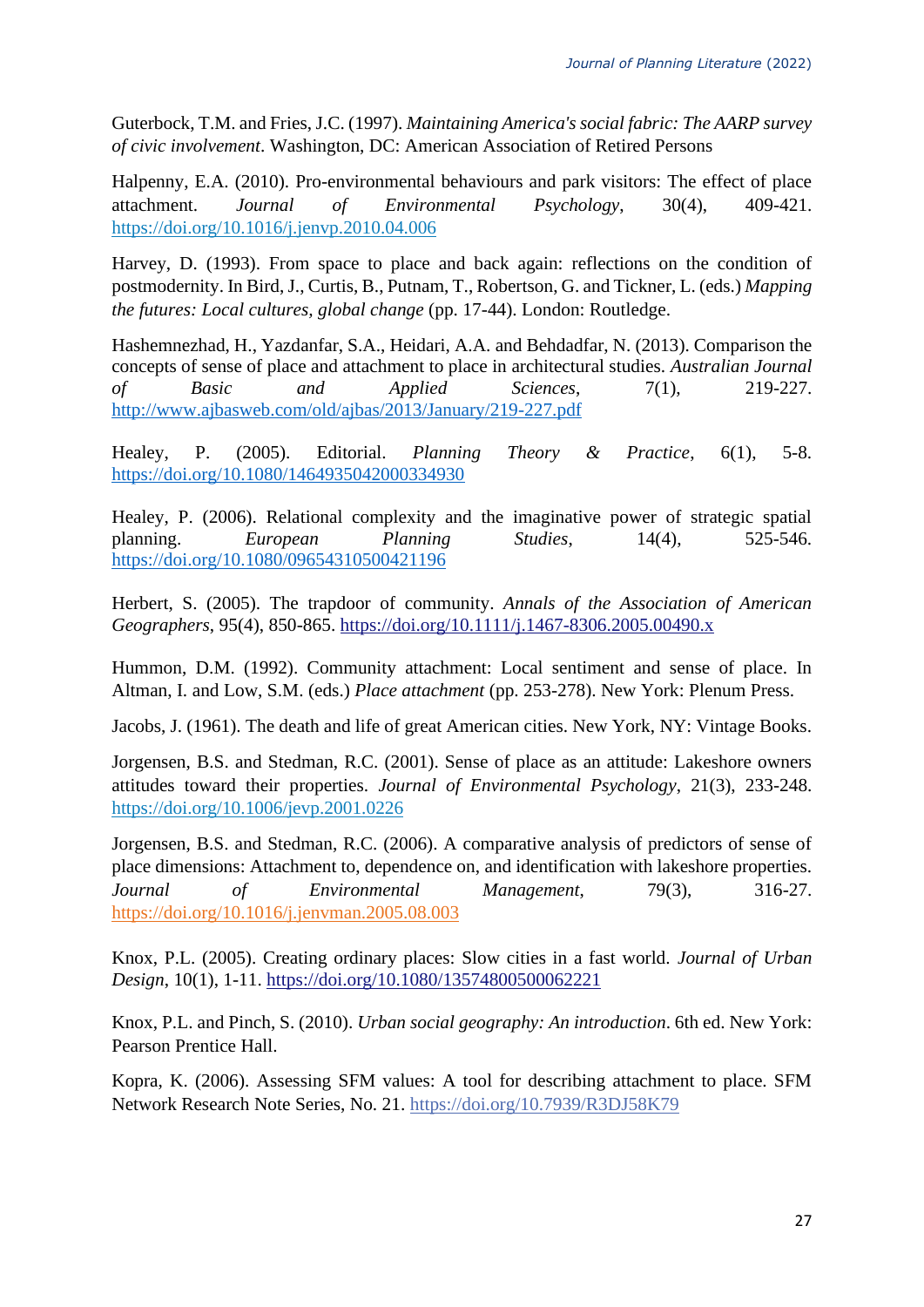Guterbock, T.M. and Fries, J.C. (1997). *Maintaining America's social fabric: The AARP survey of civic involvement*. Washington, DC: American Association of Retired Persons

Halpenny, E.A. (2010). Pro-environmental behaviours and park visitors: The effect of place attachment. *Journal of Environmental Psychology*, 30(4), 409-421. https://doi.org/10.1016/j.jenvp.2010.04.006

Harvey, D. (1993). From space to place and back again: reflections on the condition of postmodernity. In Bird, J., Curtis, B., Putnam, T., Robertson, G. and Tickner, L. (eds.) *Mapping the futures: Local cultures, global change* (pp. 17-44). London: Routledge.

Hashemnezhad, H., Yazdanfar, S.A., Heidari, A.A. and Behdadfar, N. (2013). Comparison the concepts of sense of place and attachment to place in architectural studies. *Australian Journal of Basic and Applied Sciences*, 7(1), 219-227. http://www.ajbasweb.com/old/ajbas/2013/January/219-227.pdf

Healey, P. (2005). Editorial. *Planning Theory & Practice*, 6(1), 5-8. https://doi.org/10.1080/1464935042000334930

Healey, P. (2006). Relational complexity and the imaginative power of strategic spatial planning. *European Planning Studies*, 14(4), 525-546. https://doi.org/10.1080/09654310500421196

Herbert, S. (2005). The trapdoor of community. *Annals of the Association of American Geographers*, 95(4), 850-865. https://doi.org/10.1111/j.1467-8306.2005.00490.x

Hummon, D.M. (1992). Community attachment: Local sentiment and sense of place. In Altman, I. and Low, S.M. (eds.) *Place attachment* (pp. 253-278). New York: Plenum Press.

Jacobs, J. (1961). The death and life of great American cities. New York, NY: Vintage Books.

Jorgensen, B.S. and Stedman, R.C. (2001). Sense of place as an attitude: Lakeshore owners attitudes toward their properties. *Journal of Environmental Psychology*, 21(3), 233-248. https://doi.org/10.1006/jevp.2001.0226

Jorgensen, B.S. and Stedman, R.C. (2006). A comparative analysis of predictors of sense of place dimensions: Attachment to, dependence on, and identification with lakeshore properties. *Journal of Environmental Management*, 79(3), 316-27. https://doi.org/10.1016/j.jenvman.2005.08.003

Knox, P.L. (2005). Creating ordinary places: Slow cities in a fast world. *Journal of Urban Design*, 10(1), 1-11. https://doi.org/10.1080/13574800500062221

Knox, P.L. and Pinch, S. (2010). *Urban social geography: An introduction*. 6th ed. New York: Pearson Prentice Hall.

Kopra, K. (2006). Assessing SFM values: A tool for describing attachment to place. SFM Network Research Note Series, No. 21. https://doi.org/10.7939/R3DJ58K79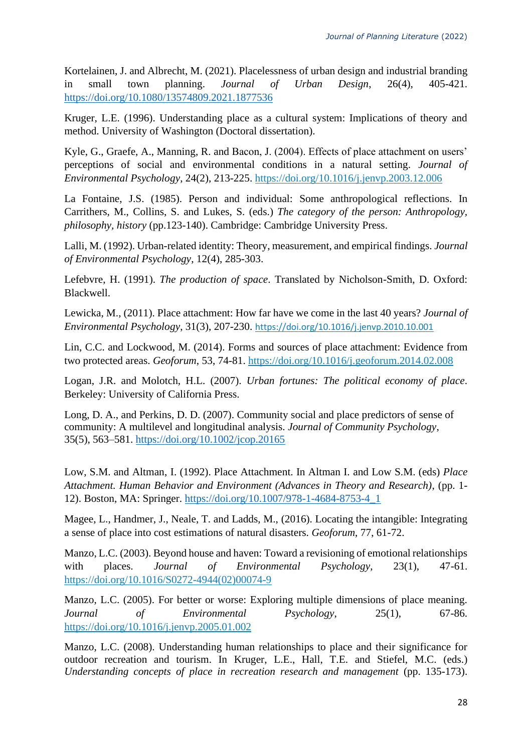Kortelainen, J. and Albrecht, M. (2021). Placelessness of urban design and industrial branding in small town planning. *Journal of Urban Design*, 26(4), 405-421. https://doi.org/10.1080/13574809.2021.1877536

Kruger, L.E. (1996). Understanding place as a cultural system: Implications of theory and method. University of Washington (Doctoral dissertation).

Kyle, G., Graefe, A., Manning, R. and Bacon, J. (2004). Effects of place attachment on users' perceptions of social and environmental conditions in a natural setting. *Journal of Environmental Psychology*, 24(2), 213-225. https://doi.org/10.1016/j.jenvp.2003.12.006

La Fontaine, J.S. (1985). Person and individual: Some anthropological reflections. In Carrithers, M., Collins, S. and Lukes, S. (eds.) *The category of the person: Anthropology, philosophy, history* (pp.123-140). Cambridge: Cambridge University Press.

Lalli, M. (1992). Urban-related identity: Theory, measurement, and empirical findings. *Journal of Environmental Psychology*, 12(4), 285-303.

Lefebvre, H. (1991). *The production of space*. Translated by Nicholson-Smith, D. Oxford: Blackwell.

Lewicka, M., (2011). Place attachment: How far have we come in the last 40 years? *Journal of Environmental Psychology*, 31(3), 207-230. https://doi.org/10.1016/j.jenvp.2010.10.001

Lin, C.C. and Lockwood, M. (2014). Forms and sources of place attachment: Evidence from two protected areas. *Geoforum*, 53, 74-81. https://doi.org/10.1016/j.geoforum.2014.02.008

Logan, J.R. and Molotch, H.L. (2007). *Urban fortunes: The political economy of place*. Berkeley: University of California Press.

Long, D. A., and Perkins, D. D. (2007). Community social and place predictors of sense of community: A multilevel and longitudinal analysis. *Journal of Community Psychology*, 35(5), 563–581. https://doi.org/10.1002/jcop.20165

Low, S.M. and Altman, I. (1992). Place Attachment. In Altman I. and Low S.M. (eds) *Place Attachment. Human Behavior and Environment (Advances in Theory and Research)*, (pp. 1-12). Boston, MA: Springer. https://doi.org/10.1007/978-1-4684-8753-4_1

Magee, L., Handmer, J., Neale, T. and Ladds, M., (2016). Locating the intangible: Integrating a sense of place into cost estimations of natural disasters. *Geoforum*, 77, 61-72.

Manzo, L.C. (2003). Beyond house and haven: Toward a revisioning of emotional relationships with places. *Journal of Environmental Psychology*, 23(1), 47-61. https://doi.org/10.1016/S0272-4944(02)00074-9

Manzo, L.C. (2005). For better or worse: Exploring multiple dimensions of place meaning. *Journal of Environmental Psychology*, 25(1), 67-86. https://doi.org/10.1016/j.jenvp.2005.01.002

Manzo, L.C. (2008). Understanding human relationships to place and their significance for outdoor recreation and tourism. In Kruger, L.E., Hall, T.E. and Stiefel, M.C. (eds.) *Understanding concepts of place in recreation research and management* (pp. 135-173).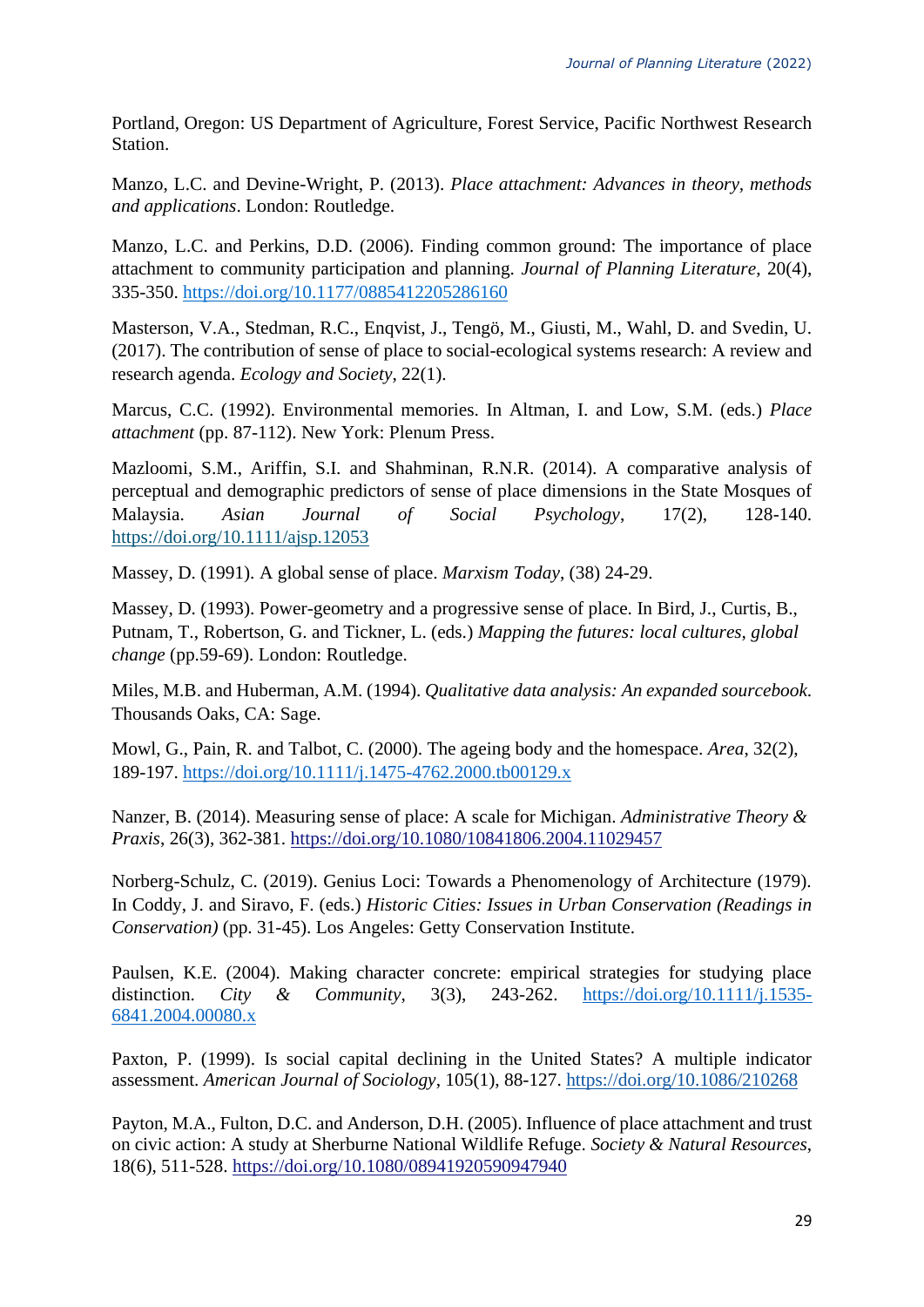Portland, Oregon: US Department of Agriculture, Forest Service, Pacific Northwest Research Station.

Manzo, L.C. and Devine-Wright, P. (2013). *Place attachment: Advances in theory, methods and applications*. London: Routledge.

Manzo, L.C. and Perkins, D.D. (2006). Finding common ground: The importance of place attachment to community participation and planning. *Journal of Planning Literature*, 20(4), 335-350. https://doi.org/10.1177/0885412205286160

Masterson, V.A., Stedman, R.C., Enqvist, J., Tengö, M., Giusti, M., Wahl, D. and Svedin, U. (2017). The contribution of sense of place to social-ecological systems research: A review and research agenda. *Ecology and Society*, 22(1).

Marcus, C.C. (1992). Environmental memories. In Altman, I. and Low, S.M. (eds.) *Place attachment* (pp. 87-112). New York: Plenum Press.

Mazloomi, S.M., Ariffin, S.I. and Shahminan, R.N.R. (2014). A comparative analysis of perceptual and demographic predictors of sense of place dimensions in the State Mosques of Malaysia. *Asian Journal of Social Psychology*, 17(2), 128-140. https://doi.org/10.1111/ajsp.12053

Massey, D. (1991). A global sense of place. *Marxism Today*, (38) 24-29.

Massey, D. (1993). Power-geometry and a progressive sense of place. In Bird, J., Curtis, B., Putnam, T., Robertson, G. and Tickner, L. (eds.) *Mapping the futures: local cultures, global change* (pp.59-69). London: Routledge.

Miles, M.B. and Huberman, A.M. (1994). *Qualitative data analysis: An expanded sourcebook*. Thousands Oaks, CA: Sage.

Mowl, G., Pain, R. and Talbot, C. (2000). The ageing body and the homespace. *Area*, 32(2), 189-197. https://doi.org/10.1111/j.1475-4762.2000.tb00129.x

Nanzer, B. (2014). Measuring sense of place: A scale for Michigan. *Administrative Theory & Praxis*, 26(3), 362-381. https://doi.org/10.1080/10841806.2004.11029457

Norberg-Schulz, C. (2019). Genius Loci: Towards a Phenomenology of Architecture (1979). In Coddy, J. and Siravo, F. (eds.) *Historic Cities: Issues in Urban Conservation (Readings in Conservation)* (pp. 31-45). Los Angeles: Getty Conservation Institute.

Paulsen, K.E. (2004). Making character concrete: empirical strategies for studying place distinction. *City & Community*, 3(3), 243-262. https://doi.org/10.1111/j.1535-6841.2004.00080.x

Paxton, P. (1999). Is social capital declining in the United States? A multiple indicator assessment. *American Journal of Sociology*, 105(1), 88-127. https://doi.org/10.1086/210268

Payton, M.A., Fulton, D.C. and Anderson, D.H. (2005). Influence of place attachment and trust on civic action: A study at Sherburne National Wildlife Refuge. *Society & Natural Resources*, 18(6), 511-528. https://doi.org/10.1080/08941920590947940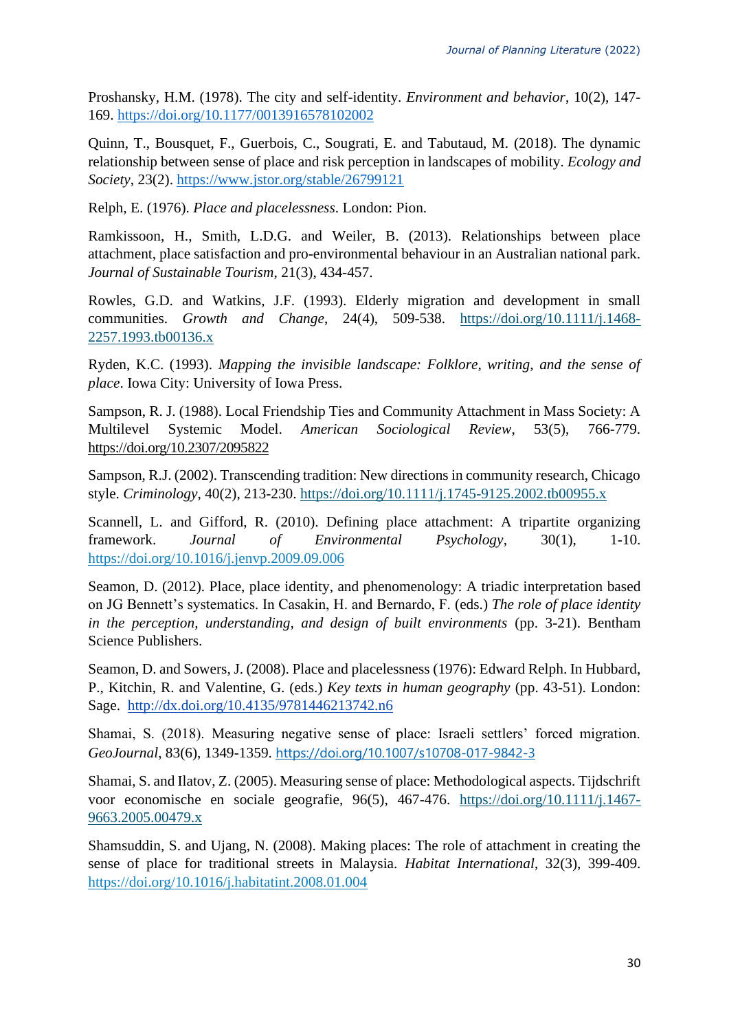Proshansky, H.M. (1978). The city and self-identity. *Environment and behavior*, 10(2), 147-169. https://doi.org/10.1177/0013916578102002

Quinn, T., Bousquet, F., Guerbois, C., Sougrati, E. and Tabutaud, M. (2018). The dynamic relationship between sense of place and risk perception in landscapes of mobility. *Ecology and Society*, 23(2). https://www.jstor.org/stable/26799121

Relph, E. (1976). *Place and placelessness*. London: Pion.

Ramkissoon, H., Smith, L.D.G. and Weiler, B. (2013). Relationships between place attachment, place satisfaction and pro-environmental behaviour in an Australian national park. *Journal of Sustainable Tourism*, 21(3), 434-457.

Rowles, G.D. and Watkins, J.F. (1993). Elderly migration and development in small communities. *Growth and Change*, 24(4), 509-538. https://doi.org/10.1111/j.1468-2257.1993.tb00136.x

Ryden, K.C. (1993). *Mapping the invisible landscape: Folklore, writing, and the sense of place*. Iowa City: University of Iowa Press.

Sampson, R. J. (1988). Local Friendship Ties and Community Attachment in Mass Society: A Multilevel Systemic Model. *American Sociological Review*, 53(5), 766-779. https://doi.org/10.2307/2095822

Sampson, R.J. (2002). Transcending tradition: New directions in community research, Chicago style. *Criminology*, 40(2), 213-230. https://doi.org/10.1111/j.1745-9125.2002.tb00955.x

Scannell, L. and Gifford, R. (2010). Defining place attachment: A tripartite organizing framework. *Journal of Environmental Psychology*, 30(1), 1-10. https://doi.org/10.1016/j.jenvp.2009.09.006

Seamon, D. (2012). Place, place identity, and phenomenology: A triadic interpretation based on JG Bennett's systematics. In Casakin, H. and Bernardo, F. (eds.) *The role of place identity in the perception, understanding, and design of built environments* (pp. 3-21). Bentham Science Publishers.

Seamon, D. and Sowers, J. (2008). Place and placelessness (1976): Edward Relph. In Hubbard, P., Kitchin, R. and Valentine, G. (eds.) *Key texts in human geography* (pp. 43-51). London: Sage. http://dx.doi.org/10.4135/9781446213742.n6

Shamai, S. (2018). Measuring negative sense of place: Israeli settlers' forced migration. *GeoJournal*, 83(6), 1349-1359. https://doi.org/10.1007/s10708-017-9842-3

Shamai, S. and Ilatov, Z. (2005). Measuring sense of place: Methodological aspects. Tijdschrift voor economische en sociale geografie, 96(5), 467-476. https://doi.org/10.1111/j.1467-9663.2005.00479.x

Shamsuddin, S. and Ujang, N. (2008). Making places: The role of attachment in creating the sense of place for traditional streets in Malaysia. *Habitat International*, 32(3), 399-409. https://doi.org/10.1016/j.habitatint.2008.01.004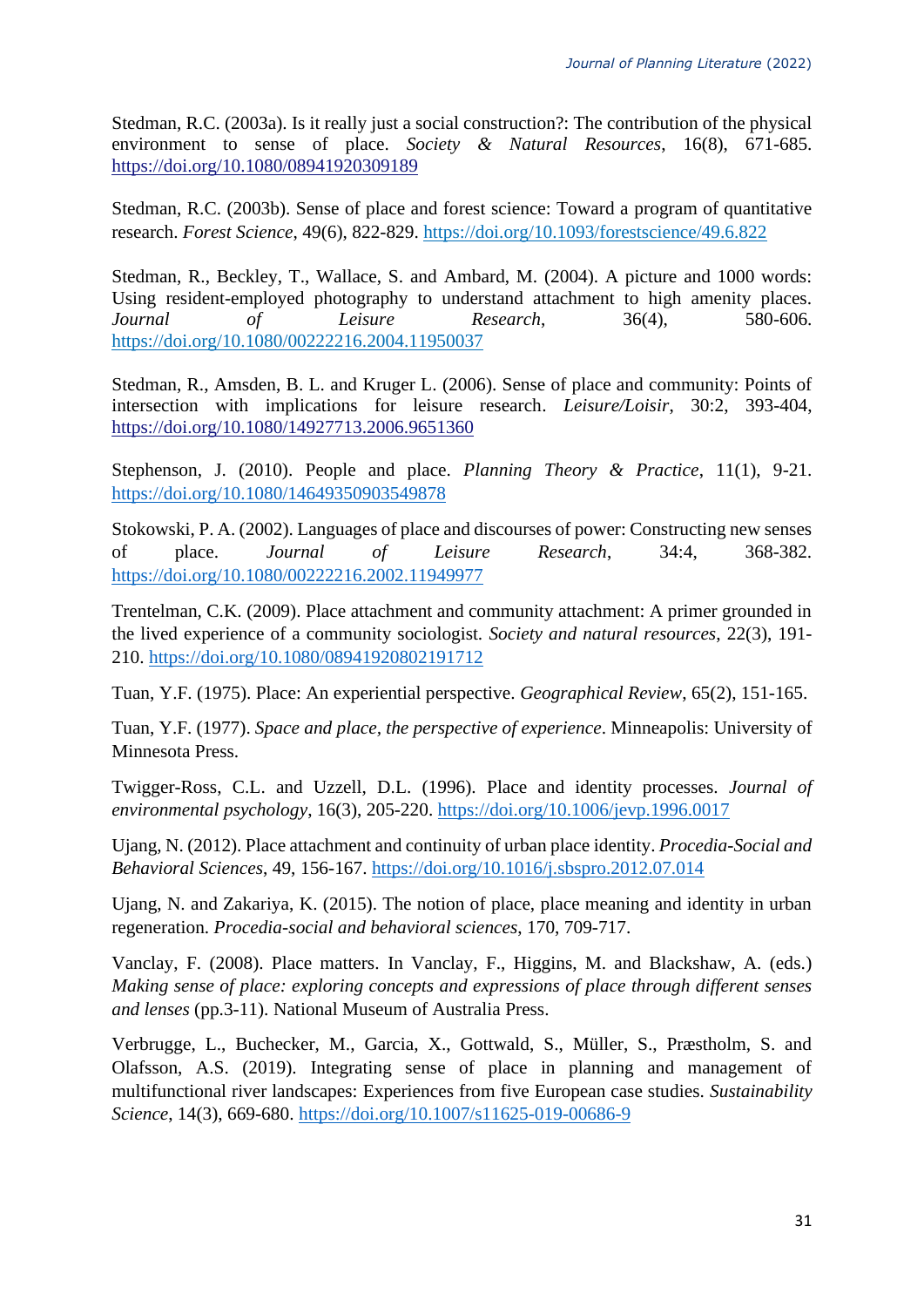Stedman, R.C. (2003a). Is it really just a social construction?: The contribution of the physical environment to sense of place. *Society & Natural Resources*, 16(8), 671-685. https://doi.org/10.1080/08941920309189

Stedman, R.C. (2003b). Sense of place and forest science: Toward a program of quantitative research. *Forest Science*, 49(6), 822-829. https://doi.org/10.1093/forestscience/49.6.822

Stedman, R., Beckley, T., Wallace, S. and Ambard, M. (2004). A picture and 1000 words: Using resident-employed photography to understand attachment to high amenity places. *Journal of Leisure Research*, 36(4), 580-606. https://doi.org/10.1080/00222216.2004.11950037

Stedman, R., Amsden, B. L. and Kruger L. (2006). Sense of place and community: Points of intersection with implications for leisure research. *Leisure/Loisir*, 30:2, 393-404, https://doi.org/10.1080/14927713.2006.9651360

Stephenson, J. (2010). People and place. *Planning Theory & Practice*, 11(1), 9-21. https://doi.org/10.1080/14649350903549878

Stokowski, P. A. (2002). Languages of place and discourses of power: Constructing new senses of place. *Journal of Leisure Research*, 34:4, 368-382. https://doi.org/10.1080/00222216.2002.11949977

Trentelman, C.K. (2009). Place attachment and community attachment: A primer grounded in the lived experience of a community sociologist. *Society and natural resources*, 22(3), 191-210. https://doi.org/10.1080/08941920802191712

Tuan, Y.F. (1975). Place: An experiential perspective. *Geographical Review*, 65(2), 151-165.

Tuan, Y.F. (1977). *Space and place, the perspective of experience*. Minneapolis: University of Minnesota Press.

Twigger-Ross, C.L. and Uzzell, D.L. (1996). Place and identity processes. *Journal of environmental psychology*, 16(3), 205-220. https://doi.org/10.1006/jevp.1996.0017

Ujang, N. (2012). Place attachment and continuity of urban place identity. *Procedia-Social and Behavioral Sciences*, 49, 156-167. https://doi.org/10.1016/j.sbspro.2012.07.014

Ujang, N. and Zakariya, K. (2015). The notion of place, place meaning and identity in urban regeneration. *Procedia-social and behavioral sciences*, 170, 709-717.

Vanclay, F. (2008). Place matters. In Vanclay, F., Higgins, M. and Blackshaw, A. (eds.) *Making sense of place: exploring concepts and expressions of place through different senses and lenses* (pp.3-11). National Museum of Australia Press.

Verbrugge, L., Buchecker, M., Garcia, X., Gottwald, S., Müller, S., Præstholm, S. and Olafsson, A.S. (2019). Integrating sense of place in planning and management of multifunctional river landscapes: Experiences from five European case studies. *Sustainability Science*, 14(3), 669-680. https://doi.org/10.1007/s11625-019-00686-9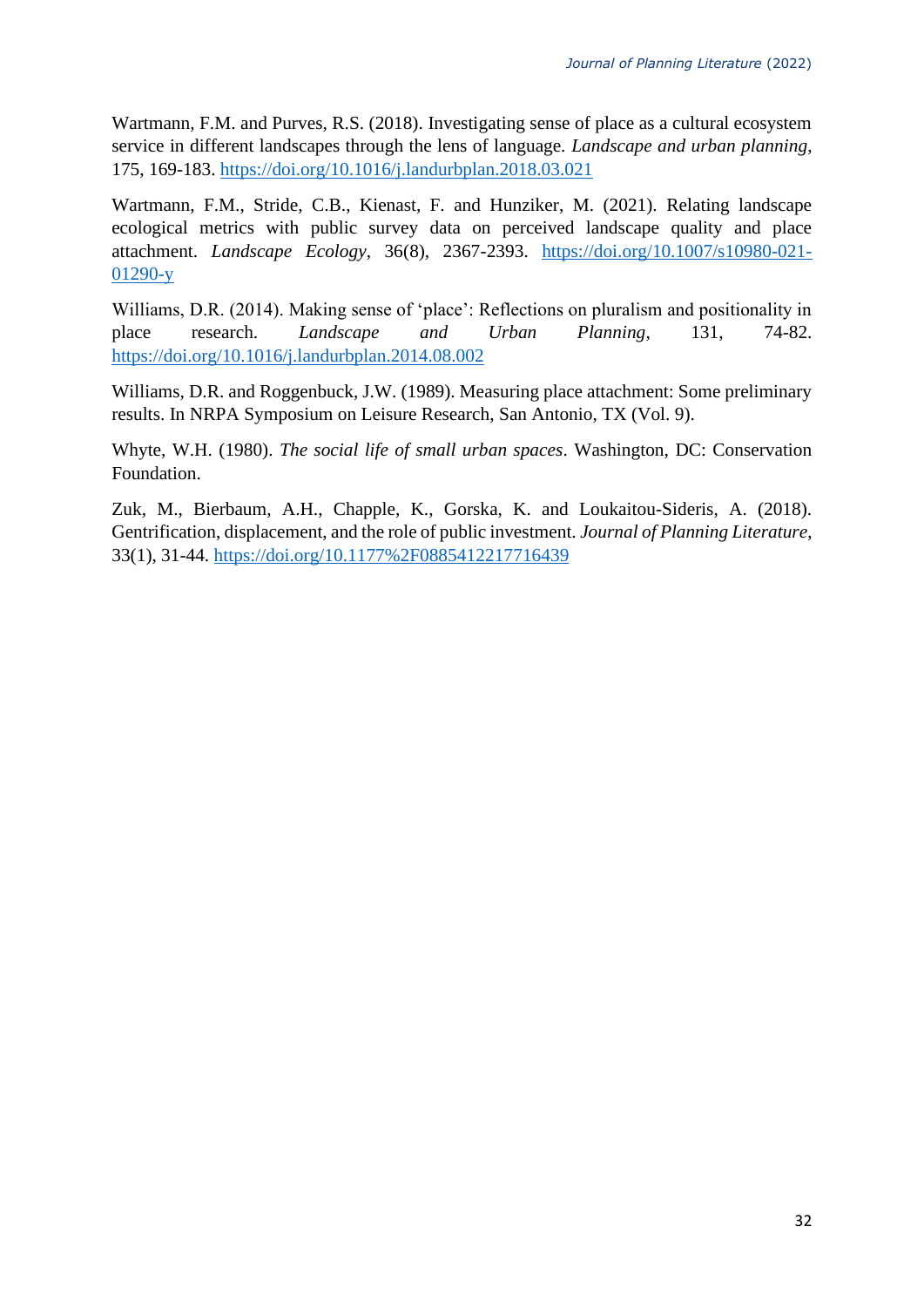Wartmann, F.M. and Purves, R.S. (2018). Investigating sense of place as a cultural ecosystem service in different landscapes through the lens of language. *Landscape and urban planning*, 175, 169-183. https://doi.org/10.1016/j.landurbplan.2018.03.021

Wartmann, F.M., Stride, C.B., Kienast, F. and Hunziker, M. (2021). Relating landscape ecological metrics with public survey data on perceived landscape quality and place attachment. *Landscape Ecology*, 36(8), 2367-2393. https://doi.org/10.1007/s10980-021-01290-y

Williams, D.R. (2014). Making sense of 'place': Reflections on pluralism and positionality in place research. *Landscape and Urban Planning*, 131, 74-82. https://doi.org/10.1016/j.landurbplan.2014.08.002

Williams, D.R. and Roggenbuck, J.W. (1989). Measuring place attachment: Some preliminary results. In NRPA Symposium on Leisure Research, San Antonio, TX (Vol. 9).

Whyte, W.H. (1980). *The social life of small urban spaces*. Washington, DC: Conservation Foundation.

Zuk, M., Bierbaum, A.H., Chapple, K., Gorska, K. and Loukaitou-Sideris, A. (2018). Gentrification, displacement, and the role of public investment. *Journal of Planning Literature*, 33(1), 31-44. https://doi.org/10.1177%2F0885412217716439